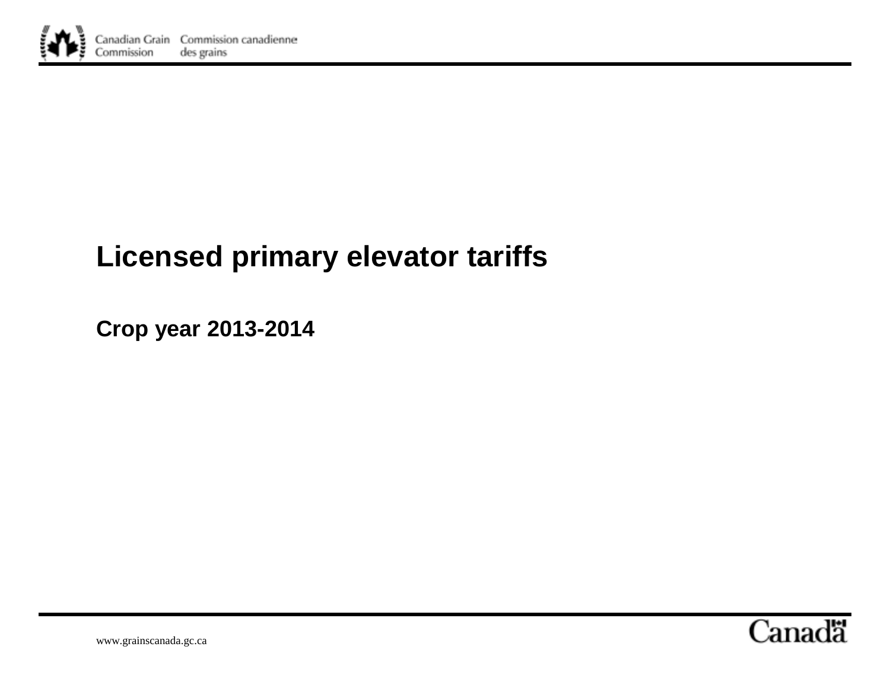Canadian Grain Commission — Commission canadienne des grains

# Licensed primary elevator tariffs

## Crop year 2013-2014

www.grainscanada.gc.ca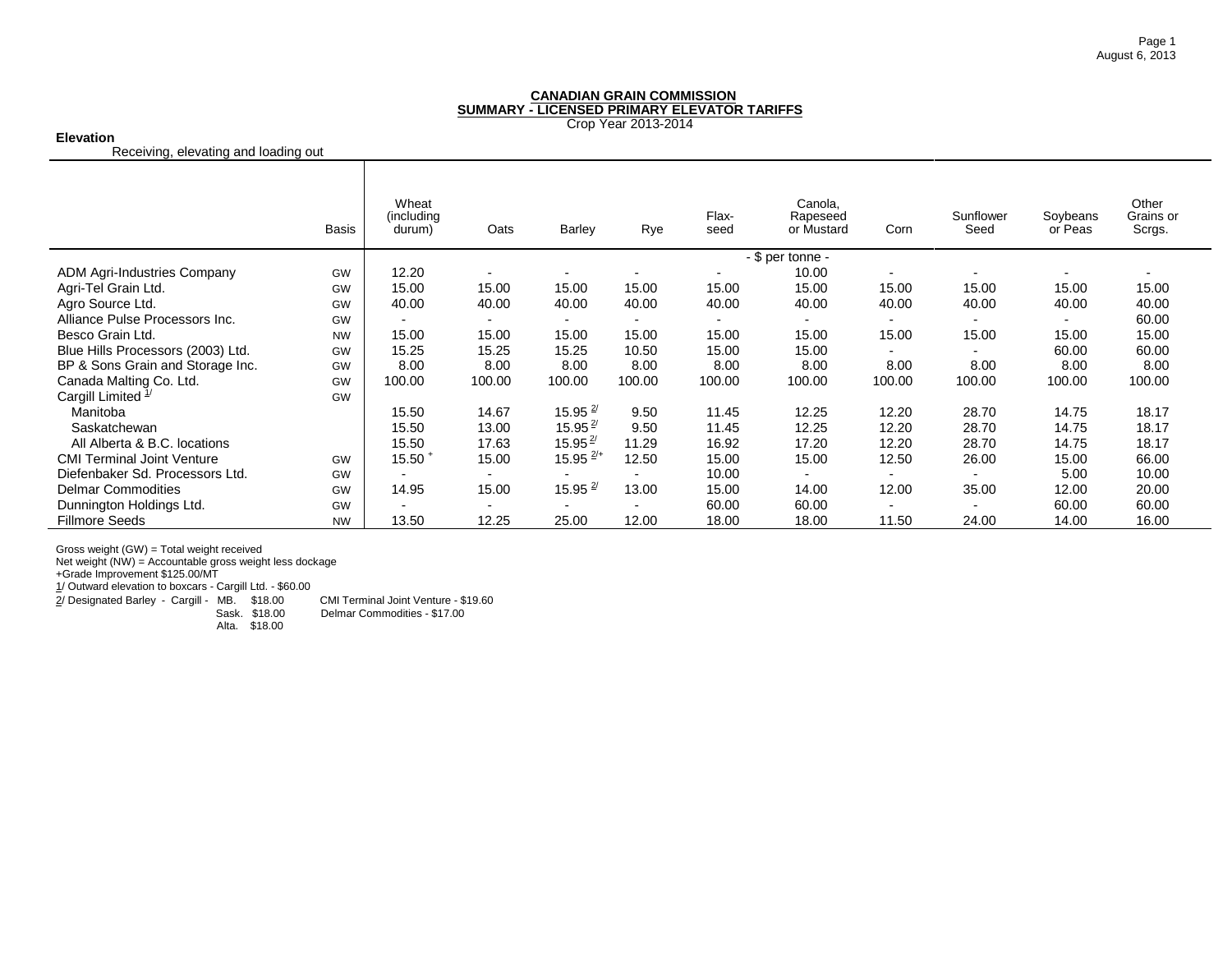**CANADIAN GRAIN COMMISSION**
**SUMMARY - LICENSED PRIMARY ELEVATOR TARIFFS**
Crop Year 2013-2014

**Elevation**
Receiving, elevating and loading out

| | Basis | Wheat (including durum) | Oats | Barley | Rye | Flax-seed | Canola, Rapeseed or Mustard | Corn | Sunflower Seed | Soybeans or Peas | Other Grains or Scrgs. |
|---|---|---|---|---|---|---|---|---|---|---|---|
| | | - $ per tonne - | | | | | | | | | |
| ADM Agri-Industries Company | GW | 12.20 | - | - | - | - | 10.00 | - | - | - | - |
| Agri-Tel Grain Ltd. | GW | 15.00 | 15.00 | 15.00 | 15.00 | 15.00 | 15.00 | 15.00 | 15.00 | 15.00 | 15.00 |
| Agro Source Ltd. | GW | 40.00 | 40.00 | 40.00 | 40.00 | 40.00 | 40.00 | 40.00 | 40.00 | 40.00 | 40.00 |
| Alliance Pulse Processors Inc. | GW | - | - | - | - | - | - | - | - | - | 60.00 |
| Besco Grain Ltd. | NW | 15.00 | 15.00 | 15.00 | 15.00 | 15.00 | 15.00 | 15.00 | 15.00 | 15.00 | 15.00 |
| Blue Hills Processors (2003) Ltd. | GW | 15.25 | 15.25 | 15.25 | 10.50 | 15.00 | 15.00 | - | - | 60.00 | 60.00 |
| BP & Sons Grain and Storage Inc. | GW | 8.00 | 8.00 | 8.00 | 8.00 | 8.00 | 8.00 | 8.00 | 8.00 | 8.00 | 8.00 |
| Canada Malting Co. Ltd. | GW | 100.00 | 100.00 | 100.00 | 100.00 | 100.00 | 100.00 | 100.00 | 100.00 | 100.00 | 100.00 |
| Cargill Limited 1/ | GW | | | | | | | | | | |
| Manitoba | | 15.50 | 14.67 | 15.95 2/ | 9.50 | 11.45 | 12.25 | 12.20 | 28.70 | 14.75 | 18.17 |
| Saskatchewan | | 15.50 | 13.00 | 15.95 2/ | 9.50 | 11.45 | 12.25 | 12.20 | 28.70 | 14.75 | 18.17 |
| All Alberta & B.C. locations | | 15.50 | 17.63 | 15.95 2/ | 11.29 | 16.92 | 17.20 | 12.20 | 28.70 | 14.75 | 18.17 |
| CMI Terminal Joint Venture | GW | 15.50 + | 15.00 | 15.95 2/+ | 12.50 | 15.00 | 15.00 | 12.50 | 26.00 | 15.00 | 66.00 |
| Diefenbaker Sd. Processors Ltd. | GW | - | - | - | - | 10.00 | - | - | - | 5.00 | 10.00 |
| Delmar Commodities | GW | 14.95 | 15.00 | 15.95 2/ | 13.00 | 15.00 | 14.00 | 12.00 | 35.00 | 12.00 | 20.00 |
| Dunnington Holdings Ltd. | GW | - | - | - | - | 60.00 | 60.00 | - | - | 60.00 | 60.00 |
| Fillmore Seeds | NW | 13.50 | 12.25 | 25.00 | 12.00 | 18.00 | 18.00 | 11.50 | 24.00 | 14.00 | 16.00 |

Gross weight (GW) = Total weight received
Net weight (NW) = Accountable gross weight less dockage
+Grade Improvement $125.00/MT
1/ Outward elevation to boxcars - Cargill Ltd. - $60.00
2/ Designated Barley - Cargill - MB. $18.00 — CMI Terminal Joint Venture - $19.60
Sask. $18.00 — Delmar Commodities - $17.00
Alta. $18.00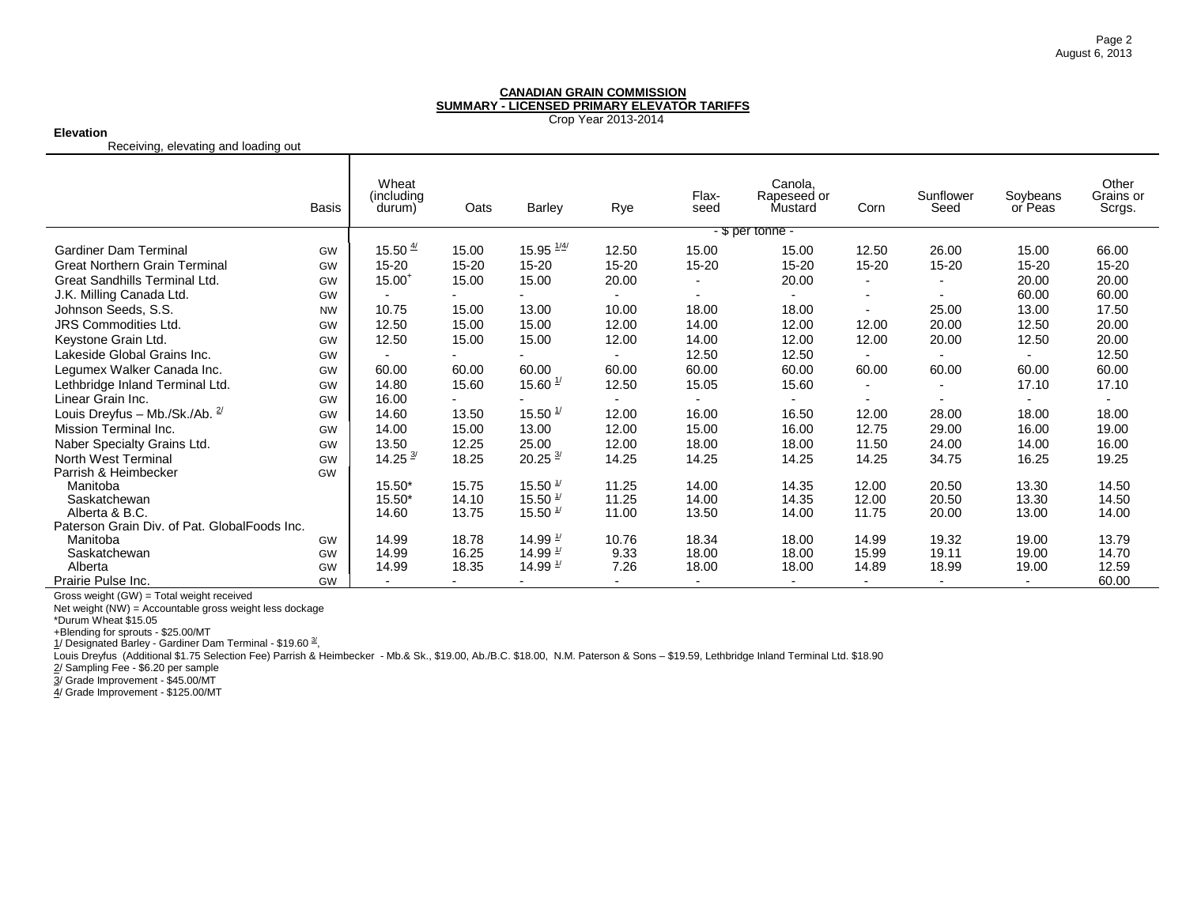**CANADIAN GRAIN COMMISSION**
**SUMMARY - LICENSED PRIMARY ELEVATOR TARIFFS**
Crop Year 2013-2014

**Elevation**
Receiving, elevating and loading out

| | Basis | Wheat (including durum) | Oats | Barley | Rye | Flax-seed | Canola, Rapeseed or Mustard | Corn | Sunflower Seed | Soybeans or Peas | Other Grains or Scrgs. |
|---|---|---|---|---|---|---|---|---|---|---|---|
| | | - $ per tonne - | | | | | | | | | |
| Gardiner Dam Terminal | GW | 15.50 4/ | 15.00 | 15.95 1/4/ | 12.50 | 15.00 | 15.00 | 12.50 | 26.00 | 15.00 | 66.00 |
| Great Northern Grain Terminal | GW | 15-20 | 15-20 | 15-20 | 15-20 | 15-20 | 15-20 | 15-20 | 15-20 | 15-20 | 15-20 |
| Great Sandhills Terminal Ltd. | GW | 15.00+ | 15.00 | 15.00 | 20.00 | - | 20.00 | - | - | 20.00 | 20.00 |
| J.K. Milling Canada Ltd. | GW | - | - | - | - | - | - | - | - | 60.00 | 60.00 |
| Johnson Seeds, S.S. | NW | 10.75 | 15.00 | 13.00 | 10.00 | 18.00 | 18.00 | - | 25.00 | 13.00 | 17.50 |
| JRS Commodities Ltd. | GW | 12.50 | 15.00 | 15.00 | 12.00 | 14.00 | 12.00 | 12.00 | 20.00 | 12.50 | 20.00 |
| Keystone Grain Ltd. | GW | 12.50 | 15.00 | 15.00 | 12.00 | 14.00 | 12.00 | 12.00 | 20.00 | 12.50 | 20.00 |
| Lakeside Global Grains Inc. | GW | - | - | - | - | 12.50 | 12.50 | - | - | - | 12.50 |
| Legumex Walker Canada Inc. | GW | 60.00 | 60.00 | 60.00 | 60.00 | 60.00 | 60.00 | 60.00 | 60.00 | 60.00 | 60.00 |
| Lethbridge Inland Terminal Ltd. | GW | 14.80 | 15.60 | 15.60 1/ | 12.50 | 15.05 | 15.60 | - | - | 17.10 | 17.10 |
| Linear Grain Inc. | GW | 16.00 | - | - | - | - | - | - | - | - | - |
| Louis Dreyfus – Mb./Sk./Ab. 2/ | GW | 14.60 | 13.50 | 15.50 1/ | 12.00 | 16.00 | 16.50 | 12.00 | 28.00 | 18.00 | 18.00 |
| Mission Terminal Inc. | GW | 14.00 | 15.00 | 13.00 | 12.00 | 15.00 | 16.00 | 12.75 | 29.00 | 16.00 | 19.00 |
| Naber Specialty Grains Ltd. | GW | 13.50 | 12.25 | 25.00 | 12.00 | 18.00 | 18.00 | 11.50 | 24.00 | 14.00 | 16.00 |
| North West Terminal | GW | 14.25 3/ | 18.25 | 20.25 3/ | 14.25 | 14.25 | 14.25 | 14.25 | 34.75 | 16.25 | 19.25 |
| Parrish & Heimbecker | GW | | | | | | | | | | |
| Manitoba | | 15.50* | 15.75 | 15.50 1/ | 11.25 | 14.00 | 14.35 | 12.00 | 20.50 | 13.30 | 14.50 |
| Saskatchewan | | 15.50* | 14.10 | 15.50 1/ | 11.25 | 14.00 | 14.35 | 12.00 | 20.50 | 13.30 | 14.50 |
| Alberta & B.C. | | 14.60 | 13.75 | 15.50 1/ | 11.00 | 13.50 | 14.00 | 11.75 | 20.00 | 13.00 | 14.00 |
| Paterson Grain Div. of Pat. GlobalFoods Inc. | | | | | | | | | | | |
| Manitoba | GW | 14.99 | 18.78 | 14.99 1/ | 10.76 | 18.34 | 18.00 | 14.99 | 19.32 | 19.00 | 13.79 |
| Saskatchewan | GW | 14.99 | 16.25 | 14.99 1/ | 9.33 | 18.00 | 18.00 | 15.99 | 19.11 | 19.00 | 14.70 |
| Alberta | GW | 14.99 | 18.35 | 14.99 1/ | 7.26 | 18.00 | 18.00 | 14.89 | 18.99 | 19.00 | 12.59 |
| Prairie Pulse Inc. | GW | - | - | - | - | - | - | - | - | - | 60.00 |

Gross weight (GW) = Total weight received
Net weight (NW) = Accountable gross weight less dockage
*Durum Wheat $15.05
+Blending for sprouts - $25.00/MT
1/ Designated Barley - Gardiner Dam Terminal - $19.60 3/,
Louis Dreyfus (Additional $1.75 Selection Fee) Parrish & Heimbecker - Mb.& Sk., $19.00, Ab./B.C. $18.00, N.M. Paterson & Sons – $19.59, Lethbridge Inland Terminal Ltd. $18.90
2/ Sampling Fee - $6.20 per sample
3/ Grade Improvement - $45.00/MT
4/ Grade Improvement - $125.00/MT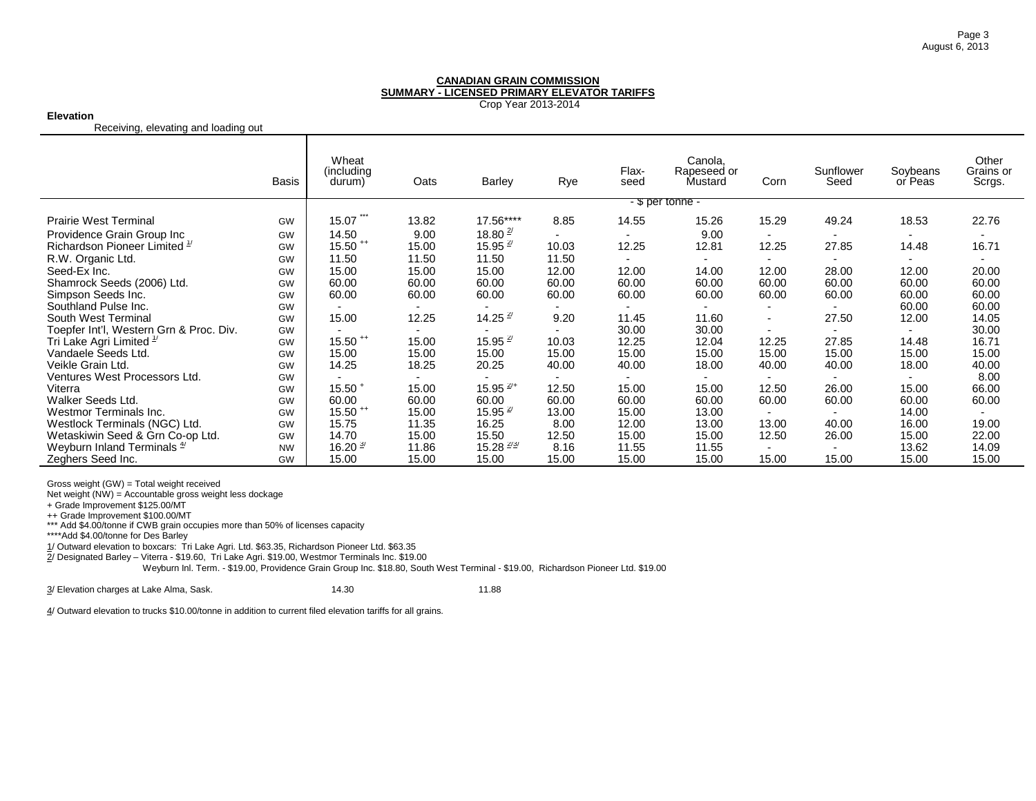**CANADIAN GRAIN COMMISSION**
**SUMMARY - LICENSED PRIMARY ELEVATOR TARIFFS**
Crop Year 2013-2014

**Elevation**
Receiving, elevating and loading out

| | Basis | Wheat (including durum) | Oats | Barley | Rye | Flax-seed | Canola, Rapeseed or Mustard | Corn | Sunflower Seed | Soybeans or Peas | Other Grains or Scrgs. |
|---|---|---|---|---|---|---|---|---|---|---|---|
| | | - $ per tonne - | | | | | | | | | |
| Prairie West Terminal | GW | 15.07 *** | 13.82 | 17.56**** | 8.85 | 14.55 | 15.26 | 15.29 | 49.24 | 18.53 | 22.76 |
| Providence Grain Group Inc | GW | 14.50 | 9.00 | 18.80 2/ | - | - | 9.00 | - | - | - | - |
| Richardson Pioneer Limited 1/ | GW | 15.50 ++ | 15.00 | 15.95 2/ | 10.03 | 12.25 | 12.81 | 12.25 | 27.85 | 14.48 | 16.71 |
| R.W. Organic Ltd. | GW | 11.50 | 11.50 | 11.50 | 11.50 | - | - | - | - | - | - |
| Seed-Ex Inc. | GW | 15.00 | 15.00 | 15.00 | 12.00 | 12.00 | 14.00 | 12.00 | 28.00 | 12.00 | 20.00 |
| Shamrock Seeds (2006) Ltd. | GW | 60.00 | 60.00 | 60.00 | 60.00 | 60.00 | 60.00 | 60.00 | 60.00 | 60.00 | 60.00 |
| Simpson Seeds Inc. | GW | 60.00 | 60.00 | 60.00 | 60.00 | 60.00 | 60.00 | 60.00 | 60.00 | 60.00 | 60.00 |
| Southland Pulse Inc. | GW | - | - | - | - | - | - | - | - | 60.00 | 60.00 |
| South West Terminal | GW | 15.00 | 12.25 | 14.25 2/ | 9.20 | 11.45 | 11.60 | - | 27.50 | 12.00 | 14.05 |
| Toepfer Int'l, Western Grn & Proc. Div. | GW | - | - | - | - | 30.00 | 30.00 | - | - | - | 30.00 |
| Tri Lake Agri Limited 1/ | GW | 15.50 ++ | 15.00 | 15.95 2/ | 10.03 | 12.25 | 12.04 | 12.25 | 27.85 | 14.48 | 16.71 |
| Vandaele Seeds Ltd. | GW | 15.00 | 15.00 | 15.00 | 15.00 | 15.00 | 15.00 | 15.00 | 15.00 | 15.00 | 15.00 |
| Veikle Grain Ltd. | GW | 14.25 | 18.25 | 20.25 | 40.00 | 40.00 | 18.00 | 40.00 | 40.00 | 18.00 | 40.00 |
| Ventures West Processors Ltd. | GW | - | - | - | - | - | - | - | - | - | 8.00 |
| Viterra | GW | 15.50 + | 15.00 | 15.95 2/+ | 12.50 | 15.00 | 15.00 | 12.50 | 26.00 | 15.00 | 66.00 |
| Walker Seeds Ltd. | GW | 60.00 | 60.00 | 60.00 | 60.00 | 60.00 | 60.00 | 60.00 | 60.00 | 60.00 | 60.00 |
| Westmor Terminals Inc. | GW | 15.50 ++ | 15.00 | 15.95 2/ | 13.00 | 15.00 | 13.00 | - | - | 14.00 | - |
| Westlock Terminals (NGC) Ltd. | GW | 15.75 | 11.35 | 16.25 | 8.00 | 12.00 | 13.00 | 13.00 | 40.00 | 16.00 | 19.00 |
| Wetaskiwin Seed & Grn Co-op Ltd. | GW | 14.70 | 15.00 | 15.50 | 12.50 | 15.00 | 15.00 | 12.50 | 26.00 | 15.00 | 22.00 |
| Weyburn Inland Terminals 4/ | NW | 16.20 3/ | 11.86 | 15.28 2/3/ | 8.16 | 11.55 | 11.55 | - | - | 13.62 | 14.09 |
| Zeghers Seed Inc. | GW | 15.00 | 15.00 | 15.00 | 15.00 | 15.00 | 15.00 | 15.00 | 15.00 | 15.00 | 15.00 |

Gross weight (GW) = Total weight received
Net weight (NW) = Accountable gross weight less dockage
+ Grade Improvement $125.00/MT
++ Grade Improvement $100.00/MT
*** Add $4.00/tonne if CWB grain occupies more than 50% of licenses capacity
****Add $4.00/tonne for Des Barley
1/ Outward elevation to boxcars: Tri Lake Agri. Ltd. $63.35, Richardson Pioneer Ltd. $63.35
2/ Designated Barley – Viterra - $19.60, Tri Lake Agri. $19.00, Westmor Terminals Inc. $19.00
Weyburn Inl. Term. - $19.00, Providence Grain Group Inc. $18.80, South West Terminal - $19.00, Richardson Pioneer Ltd. $19.00

3/ Elevation charges at Lake Alma, Sask. 14.30 11.88

4/ Outward elevation to trucks $10.00/tonne in addition to current filed elevation tariffs for all grains.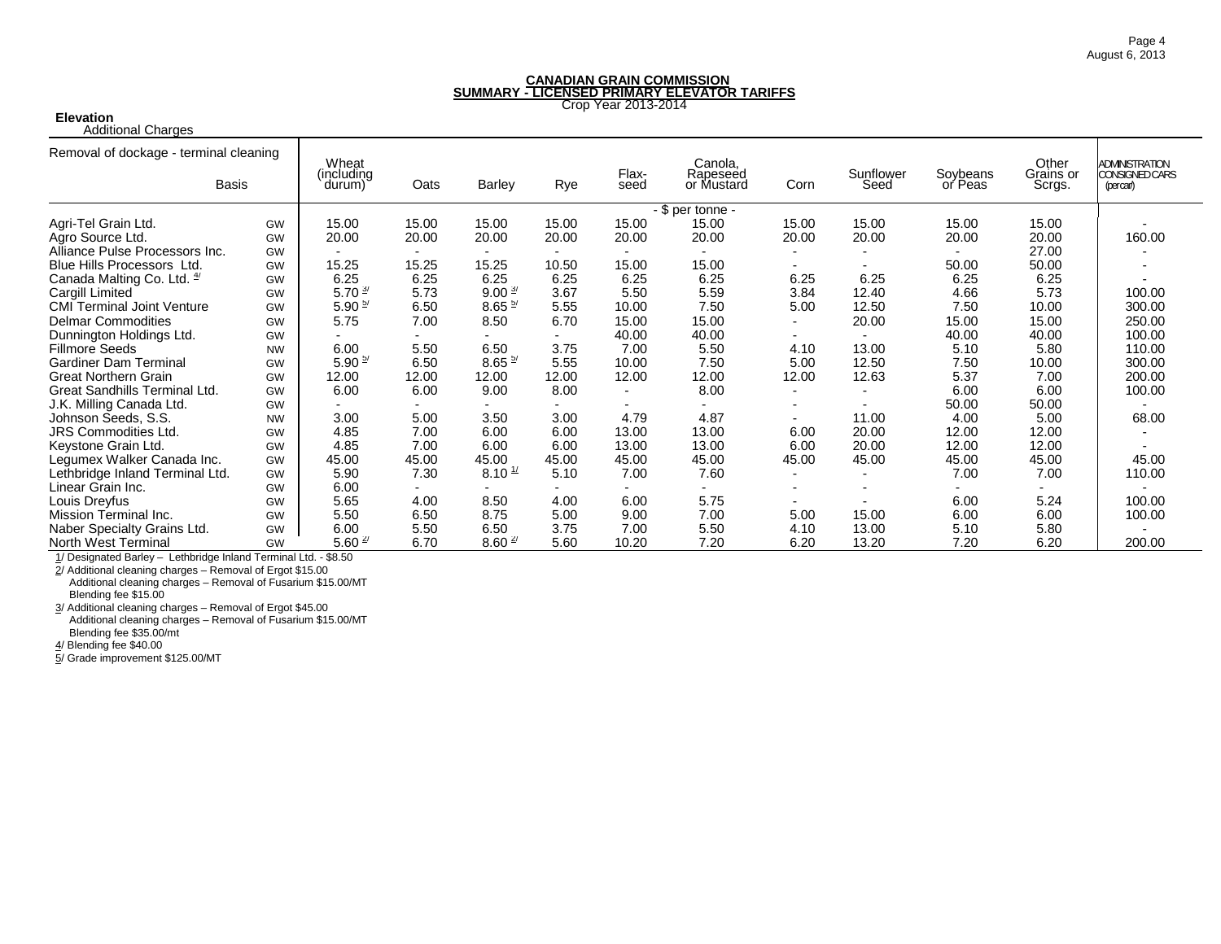## CANADIAN GRAIN COMMISSION
## SUMMARY - LICENSED PRIMARY ELEVATOR TARIFFS
Crop Year 2013-2014

**Elevation**
Additional Charges

| Removal of dockage - terminal cleaning | Basis | Wheat (including durum) | Oats | Barley | Rye | Flax-seed | Canola, Rapeseed or Mustard | Corn | Sunflower Seed | Soybeans or Peas | Other Grains or Scrgs. | ADMINISTRATION CONSIGNED CARS (per car) |
|---|---|---|---|---|---|---|---|---|---|---|---|---|
| | | - $ per tonne - | | | | | | | | | | |
| Agri-Tel Grain Ltd. | GW | 15.00 | 15.00 | 15.00 | 15.00 | 15.00 | 15.00 | 15.00 | 15.00 | 15.00 | 15.00 | - |
| Agro Source Ltd. | GW | 20.00 | 20.00 | 20.00 | 20.00 | 20.00 | 20.00 | 20.00 | 20.00 | 20.00 | 20.00 | 160.00 |
| Alliance Pulse Processors Inc. | GW | - | - | - | - | - | - | - | - | - | 27.00 | - |
| Blue Hills Processors Ltd. | GW | 15.25 | 15.25 | 15.25 | 10.50 | 15.00 | 15.00 | - | - | 50.00 | 50.00 | - |
| Canada Malting Co. Ltd. 4/ | GW | 6.25 | 6.25 | 6.25 | 6.25 | 6.25 | 6.25 | 6.25 | 6.25 | 6.25 | 6.25 | - |
| Cargill Limited | GW | 5.70 3/ | 5.73 | 9.00 3/ | 3.67 | 5.50 | 5.59 | 3.84 | 12.40 | 4.66 | 5.73 | 100.00 |
| CMI Terminal Joint Venture | GW | 5.90 5/ | 6.50 | 8.65 5/ | 5.55 | 10.00 | 7.50 | 5.00 | 12.50 | 7.50 | 10.00 | 300.00 |
| Delmar Commodities | GW | 5.75 | 7.00 | 8.50 | 6.70 | 15.00 | 15.00 | - | 20.00 | 15.00 | 15.00 | 250.00 |
| Dunnington Holdings Ltd. | GW | - | - | - | - | 40.00 | 40.00 | - | - | 40.00 | 40.00 | 100.00 |
| Fillmore Seeds | NW | 6.00 | 5.50 | 6.50 | 3.75 | 7.00 | 5.50 | 4.10 | 13.00 | 5.10 | 5.80 | 110.00 |
| Gardiner Dam Terminal | GW | 5.90 5/ | 6.50 | 8.65 5/ | 5.55 | 10.00 | 7.50 | 5.00 | 12.50 | 7.50 | 10.00 | 300.00 |
| Great Northern Grain | GW | 12.00 | 12.00 | 12.00 | 12.00 | 12.00 | 12.00 | 12.00 | 12.63 | 5.37 | 7.00 | 200.00 |
| Great Sandhills Terminal Ltd. | GW | 6.00 | 6.00 | 9.00 | 8.00 | - | 8.00 | - | - | 6.00 | 6.00 | 100.00 |
| J.K. Milling Canada Ltd. | GW | - | - | - | - | - | - | - | - | 50.00 | 50.00 | - |
| Johnson Seeds, S.S. | NW | 3.00 | 5.00 | 3.50 | 3.00 | 4.79 | 4.87 | - | 11.00 | 4.00 | 5.00 | 68.00 |
| JRS Commodities Ltd. | GW | 4.85 | 7.00 | 6.00 | 6.00 | 13.00 | 13.00 | 6.00 | 20.00 | 12.00 | 12.00 | - |
| Keystone Grain Ltd. | GW | 4.85 | 7.00 | 6.00 | 6.00 | 13.00 | 13.00 | 6.00 | 20.00 | 12.00 | 12.00 | - |
| Legumex Walker Canada Inc. | GW | 45.00 | 45.00 | 45.00 | 45.00 | 45.00 | 45.00 | 45.00 | 45.00 | 45.00 | 45.00 | 45.00 |
| Lethbridge Inland Terminal Ltd. | GW | 5.90 | 7.30 | 8.10 1/ | 5.10 | 7.00 | 7.60 | - | - | 7.00 | 7.00 | 110.00 |
| Linear Grain Inc. | GW | 6.00 | - | - | - | - | - | - | - | - | - | - |
| Louis Dreyfus | GW | 5.65 | 4.00 | 8.50 | 4.00 | 6.00 | 5.75 | - | - | 6.00 | 5.24 | 100.00 |
| Mission Terminal Inc. | GW | 5.50 | 6.50 | 8.75 | 5.00 | 9.00 | 7.00 | 5.00 | 15.00 | 6.00 | 6.00 | 100.00 |
| Naber Specialty Grains Ltd. | GW | 6.00 | 5.50 | 6.50 | 3.75 | 7.00 | 5.50 | 4.10 | 13.00 | 5.10 | 5.80 | - |
| North West Terminal | GW | 5.60 2/ | 6.70 | 8.60 2/ | 5.60 | 10.20 | 7.20 | 6.20 | 13.20 | 7.20 | 6.20 | 200.00 |

1/ Designated Barley – Lethbridge Inland Terminal Ltd. - $8.50

2/ Additional cleaning charges – Removal of Ergot $15.00
Additional cleaning charges – Removal of Fusarium $15.00/MT
Blending fee $15.00

3/ Additional cleaning charges – Removal of Ergot $45.00
Additional cleaning charges – Removal of Fusarium $15.00/MT
Blending fee $35.00/mt

4/ Blending fee $40.00

5/ Grade improvement $125.00/MT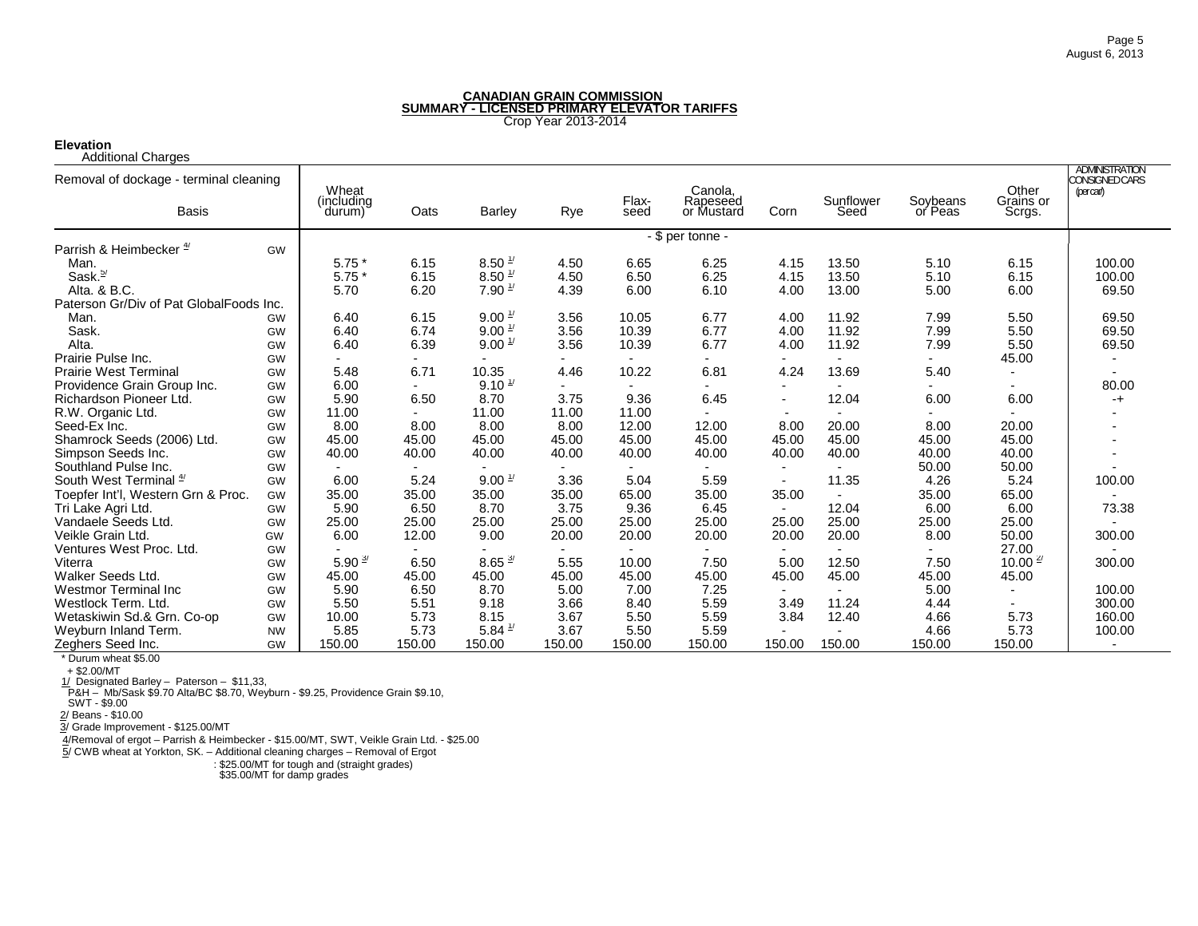**CANADIAN GRAIN COMMISSION**
**SUMMARY - LICENSED PRIMARY ELEVATOR TARIFFS**
Crop Year 2013-2014

**Elevation**
Additional Charges

| Removal of dockage - terminal cleaning Basis | | Wheat (including durum) | Oats | Barley | Rye | Flax-seed | Canola, Rapeseed or Mustard | Corn | Sunflower Seed | Soybeans or Peas | Other Grains or Scrgs. | ADMINISTRATION CONSIGNED CARS (per car) |
|---|---|---|---|---|---|---|---|---|---|---|---|---|
| | | - $ per tonne - | | | | | | | | | | |
| Parrish & Heimbecker [4/] | GW | | | | | | | | | | | |
| Man. | | 5.75 * | 6.15 | 8.50 [1/] | 4.50 | 6.65 | 6.25 | 4.15 | 13.50 | 5.10 | 6.15 | 100.00 |
| Sask.[5/] | | 5.75 * | 6.15 | 8.50 [1/] | 4.50 | 6.50 | 6.25 | 4.15 | 13.50 | 5.10 | 6.15 | 100.00 |
| Alta. & B.C. | | 5.70 | 6.20 | 7.90 [1/] | 4.39 | 6.00 | 6.10 | 4.00 | 13.00 | 5.00 | 6.00 | 69.50 |
| Paterson Gr/Div of Pat GlobalFoods Inc. | | | | | | | | | | | | |
| Man. | GW | 6.40 | 6.15 | 9.00 [1/] | 3.56 | 10.05 | 6.77 | 4.00 | 11.92 | 7.99 | 5.50 | 69.50 |
| Sask. | GW | 6.40 | 6.74 | 9.00 [1/] | 3.56 | 10.39 | 6.77 | 4.00 | 11.92 | 7.99 | 5.50 | 69.50 |
| Alta. | GW | 6.40 | 6.39 | 9.00 [1/] | 3.56 | 10.39 | 6.77 | 4.00 | 11.92 | 7.99 | 5.50 | 69.50 |
| Prairie Pulse Inc. | GW | - | - | - | - | - | - | - | - | - | 45.00 | - |
| Prairie West Terminal | GW | 5.48 | 6.71 | 10.35 | 4.46 | 10.22 | 6.81 | 4.24 | 13.69 | 5.40 | - | - |
| Providence Grain Group Inc. | GW | 6.00 | - | 9.10 [1/] | - | - | - | - | - | - | - | 80.00 |
| Richardson Pioneer Ltd. | GW | 5.90 | 6.50 | 8.70 | 3.75 | 9.36 | 6.45 | - | 12.04 | 6.00 | 6.00 | -+ |
| R.W. Organic Ltd. | GW | 11.00 | - | 11.00 | 11.00 | 11.00 | - | - | - | - | - | - |
| Seed-Ex Inc. | GW | 8.00 | 8.00 | 8.00 | 8.00 | 12.00 | 12.00 | 8.00 | 20.00 | 8.00 | 20.00 | - |
| Shamrock Seeds (2006) Ltd. | GW | 45.00 | 45.00 | 45.00 | 45.00 | 45.00 | 45.00 | 45.00 | 45.00 | 45.00 | 45.00 | - |
| Simpson Seeds Inc. | GW | 40.00 | 40.00 | 40.00 | 40.00 | 40.00 | 40.00 | 40.00 | 40.00 | 40.00 | 40.00 | - |
| Southland Pulse Inc. | GW | - | - | - | - | - | - | - | - | 50.00 | 50.00 | - |
| South West Terminal [4/] | GW | 6.00 | 5.24 | 9.00 [1/] | 3.36 | 5.04 | 5.59 | - | 11.35 | 4.26 | 5.24 | 100.00 |
| Toepfer Int'l, Western Grn & Proc. | GW | 35.00 | 35.00 | 35.00 | 35.00 | 65.00 | 35.00 | 35.00 | - | 35.00 | 65.00 | - |
| Tri Lake Agri Ltd. | GW | 5.90 | 6.50 | 8.70 | 3.75 | 9.36 | 6.45 | - | 12.04 | 6.00 | 6.00 | 73.38 |
| Vandaele Seeds Ltd. | GW | 25.00 | 25.00 | 25.00 | 25.00 | 25.00 | 25.00 | 25.00 | 25.00 | 25.00 | 25.00 | - |
| Veikle Grain Ltd. | GW | 6.00 | 12.00 | 9.00 | 20.00 | 20.00 | 20.00 | 20.00 | 20.00 | 8.00 | 50.00 | 300.00 |
| Ventures West Proc. Ltd. | GW | - | - | - | - | - | - | - | - | - | 27.00 | - |
| Viterra | GW | 5.90 [3/] | 6.50 | 8.65 [3/] | 5.55 | 10.00 | 7.50 | 5.00 | 12.50 | 7.50 | 10.00 [2/] | 300.00 |
| Walker Seeds Ltd. | GW | 45.00 | 45.00 | 45.00 | 45.00 | 45.00 | 45.00 | 45.00 | 45.00 | 45.00 | 45.00 | |
| Westmor Terminal Inc | GW | 5.90 | 6.50 | 8.70 | 5.00 | 7.00 | 7.25 | - | - | 5.00 | - | 100.00 |
| Westlock Term. Ltd. | GW | 5.50 | 5.51 | 9.18 | 3.66 | 8.40 | 5.59 | 3.49 | 11.24 | 4.44 | - | 300.00 |
| Wetaskiwin Sd.& Grn. Co-op | GW | 10.00 | 5.73 | 8.15 | 3.67 | 5.50 | 5.59 | 3.84 | 12.40 | 4.66 | 5.73 | 160.00 |
| Weyburn Inland Term. | NW | 5.85 | 5.73 | 5.84 [1/] | 3.67 | 5.50 | 5.59 | - | - | 4.66 | 5.73 | 100.00 |
| Zeghers Seed Inc. | GW | 150.00 | 150.00 | 150.00 | 150.00 | 150.00 | 150.00 | 150.00 | 150.00 | 150.00 | 150.00 | - |

\* Durum wheat $5.00

\+ $2.00/MT

1/ Designated Barley – Paterson – $11,33,
P&H – Mb/Sask $9.70 Alta/BC $8.70, Weyburn - $9.25, Providence Grain $9.10,
SWT - $9.00

2/ Beans - $10.00

3/ Grade Improvement - $125.00/MT

4/Removal of ergot – Parrish & Heimbecker - $15.00/MT, SWT, Veikle Grain Ltd. - $25.00

5/ CWB wheat at Yorkton, SK. – Additional cleaning charges – Removal of Ergot
: $25.00/MT for tough and (straight grades)
$35.00/MT for damp grades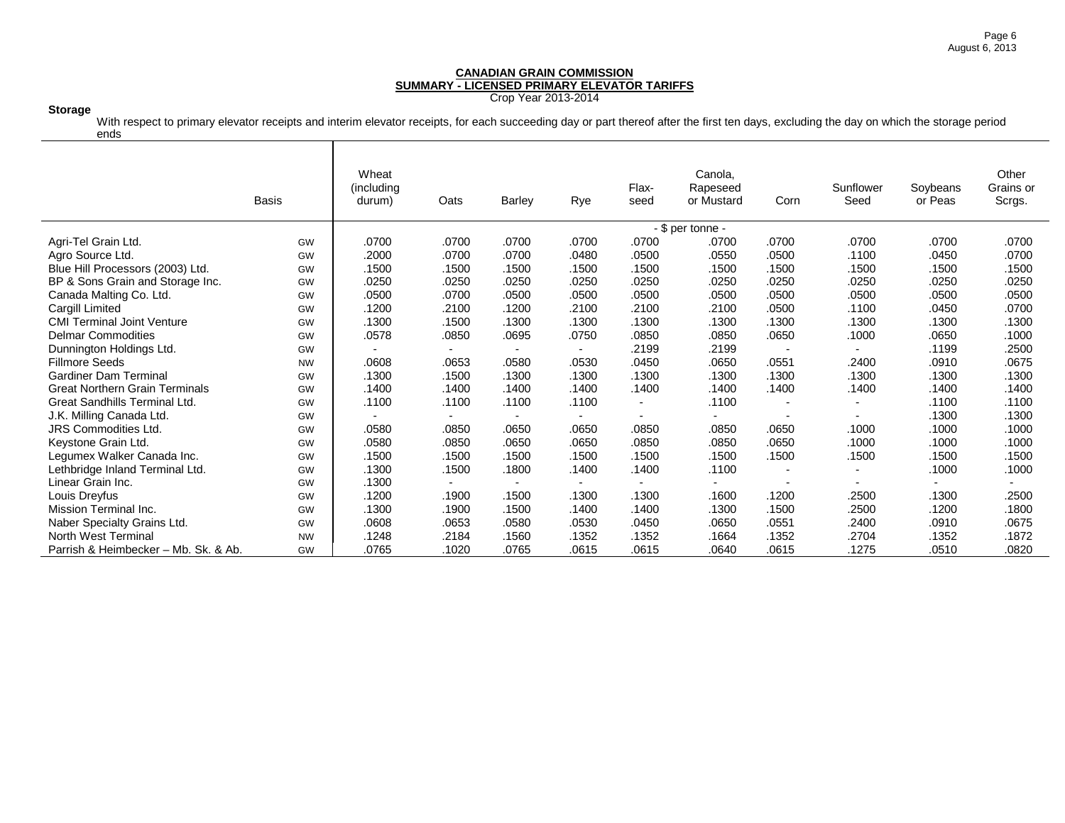**CANADIAN GRAIN COMMISSION**
**SUMMARY - LICENSED PRIMARY ELEVATOR TARIFFS**
Crop Year 2013-2014

**Storage**

With respect to primary elevator receipts and interim elevator receipts, for each succeeding day or part thereof after the first ten days, excluding the day on which the storage period ends

| | Basis | Wheat (including durum) | Oats | Barley | Rye | Flax-seed | Canola, Rapeseed or Mustard | Corn | Sunflower Seed | Soybeans or Peas | Other Grains or Scrgs. |
|---|---|---|---|---|---|---|---|---|---|---|---|
| | | | | | | | - $ per tonne - | | | | |
| Agri-Tel Grain Ltd. | GW | .0700 | .0700 | .0700 | .0700 | .0700 | .0700 | .0700 | .0700 | .0700 | .0700 |
| Agro Source Ltd. | GW | .2000 | .0700 | .0700 | .0480 | .0500 | .0550 | .0500 | .1100 | .0450 | .0700 |
| Blue Hill Processors (2003) Ltd. | GW | .1500 | .1500 | .1500 | .1500 | .1500 | .1500 | .1500 | .1500 | .1500 | .1500 |
| BP & Sons Grain and Storage Inc. | GW | .0250 | .0250 | .0250 | .0250 | .0250 | .0250 | .0250 | .0250 | .0250 | .0250 |
| Canada Malting Co. Ltd. | GW | .0500 | .0700 | .0500 | .0500 | .0500 | .0500 | .0500 | .0500 | .0500 | .0500 |
| Cargill Limited | GW | .1200 | .2100 | .1200 | .2100 | .2100 | .2100 | .0500 | .1100 | .0450 | .0700 |
| CMI Terminal Joint Venture | GW | .1300 | .1500 | .1300 | .1300 | .1300 | .1300 | .1300 | .1300 | .1300 | .1300 |
| Delmar Commodities | GW | .0578 | .0850 | .0695 | .0750 | .0850 | .0850 | .0650 | .1000 | .0650 | .1000 |
| Dunnington Holdings Ltd. | GW | - | - | - | - | .2199 | .2199 | - | - | .1199 | .2500 |
| Fillmore Seeds | NW | .0608 | .0653 | .0580 | .0530 | .0450 | .0650 | .0551 | .2400 | .0910 | .0675 |
| Gardiner Dam Terminal | GW | .1300 | .1500 | .1300 | .1300 | .1300 | .1300 | .1300 | .1300 | .1300 | .1300 |
| Great Northern Grain Terminals | GW | .1400 | .1400 | .1400 | .1400 | .1400 | .1400 | .1400 | .1400 | .1400 | .1400 |
| Great Sandhills Terminal Ltd. | GW | .1100 | .1100 | .1100 | .1100 | - | .1100 | - | - | .1100 | .1100 |
| J.K. Milling Canada Ltd. | GW | - | - | - | - | - | - | - | - | .1300 | .1300 |
| JRS Commodities Ltd. | GW | .0580 | .0850 | .0650 | .0650 | .0850 | .0850 | .0650 | .1000 | .1000 | .1000 |
| Keystone Grain Ltd. | GW | .0580 | .0850 | .0650 | .0650 | .0850 | .0850 | .0650 | .1000 | .1000 | .1000 |
| Legumex Walker Canada Inc. | GW | .1500 | .1500 | .1500 | .1500 | .1500 | .1500 | .1500 | .1500 | .1500 | .1500 |
| Lethbridge Inland Terminal Ltd. | GW | .1300 | .1500 | .1800 | .1400 | .1400 | .1100 | - | - | .1000 | .1000 |
| Linear Grain Inc. | GW | .1300 | - | - | - | - | - | - | - | - | - |
| Louis Dreyfus | GW | .1200 | .1900 | .1500 | .1300 | .1300 | .1600 | .1200 | .2500 | .1300 | .2500 |
| Mission Terminal Inc. | GW | .1300 | .1900 | .1500 | .1400 | .1400 | .1300 | .1500 | .2500 | .1200 | .1800 |
| Naber Specialty Grains Ltd. | GW | .0608 | .0653 | .0580 | .0530 | .0450 | .0650 | .0551 | .2400 | .0910 | .0675 |
| North West Terminal | NW | .1248 | .2184 | .1560 | .1352 | .1352 | .1664 | .1352 | .2704 | .1352 | .1872 |
| Parrish & Heimbecker – Mb. Sk. & Ab. | GW | .0765 | .1020 | .0765 | .0615 | .0615 | .0640 | .0615 | .1275 | .0510 | .0820 |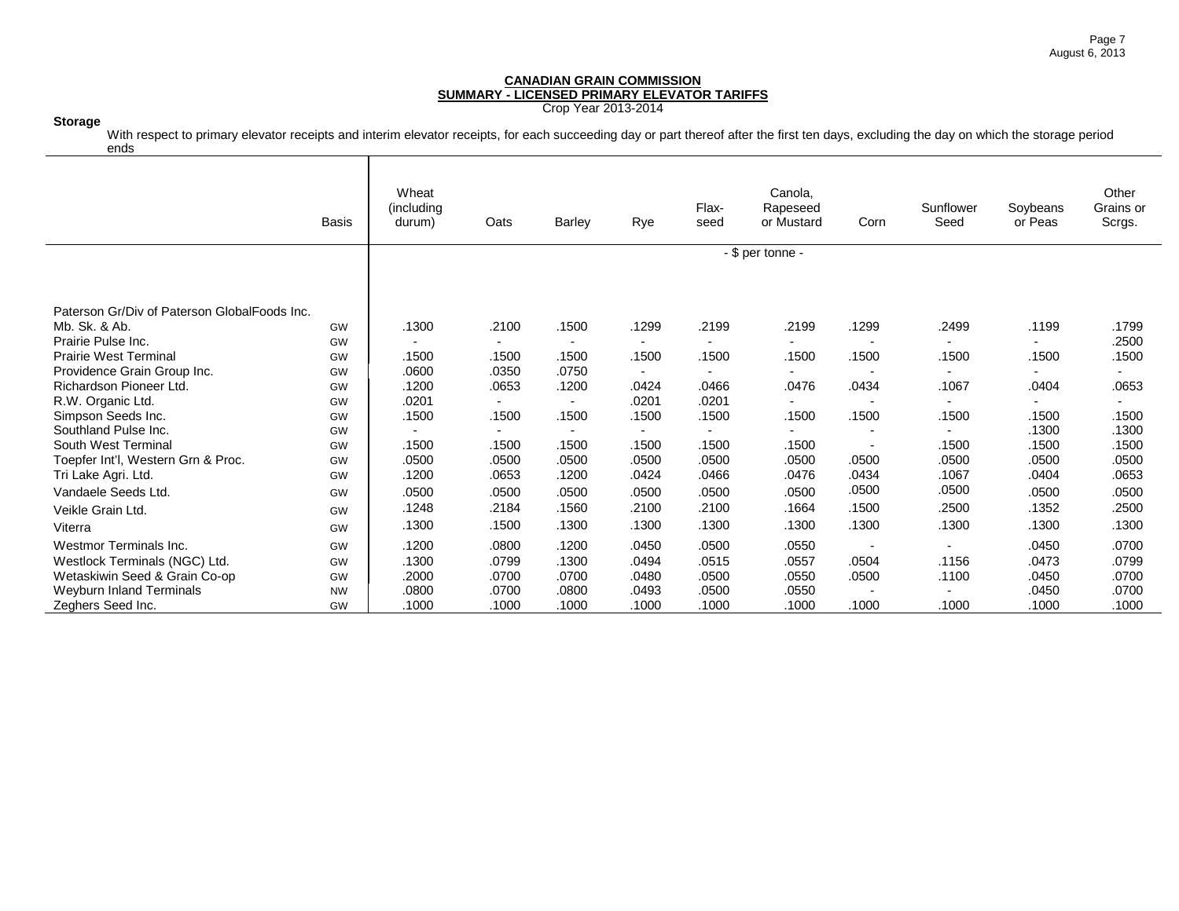**CANADIAN GRAIN COMMISSION**
**SUMMARY - LICENSED PRIMARY ELEVATOR TARIFFS**
Crop Year 2013-2014

**Storage**

With respect to primary elevator receipts and interim elevator receipts, for each succeeding day or part thereof after the first ten days, excluding the day on which the storage period ends

| | Basis | Wheat (including durum) | Oats | Barley | Rye | Flax-seed | Canola, Rapeseed or Mustard | Corn | Sunflower Seed | Soybeans or Peas | Other Grains or Scrgs. |
|---|---|---|---|---|---|---|---|---|---|---|---|
| | | - $ per tonne - | | | | | | | | | |
| Paterson Gr/Div of Paterson GlobalFoods Inc. | | | | | | | | | | | |
| Mb. Sk. & Ab. | GW | .1300 | .2100 | .1500 | .1299 | .2199 | .2199 | .1299 | .2499 | .1199 | .1799 |
| Prairie Pulse Inc. | GW | - | - | - | - | - | - | - | - | - | .2500 |
| Prairie West Terminal | GW | .1500 | .1500 | .1500 | .1500 | .1500 | .1500 | .1500 | .1500 | .1500 | .1500 |
| Providence Grain Group Inc. | GW | .0600 | .0350 | .0750 | - | - | - | - | - | - | - |
| Richardson Pioneer Ltd. | GW | .1200 | .0653 | .1200 | .0424 | .0466 | .0476 | .0434 | .1067 | .0404 | .0653 |
| R.W. Organic Ltd. | GW | .0201 | - | - | .0201 | .0201 | - | - | - | - | - |
| Simpson Seeds Inc. | GW | .1500 | .1500 | .1500 | .1500 | .1500 | .1500 | .1500 | .1500 | .1500 | .1500 |
| Southland Pulse Inc. | GW | - | - | - | - | - | - | - | - | .1300 | .1300 |
| South West Terminal | GW | .1500 | .1500 | .1500 | .1500 | .1500 | .1500 | - | .1500 | .1500 | .1500 |
| Toepfer Int'l, Western Grn & Proc. | GW | .0500 | .0500 | .0500 | .0500 | .0500 | .0500 | .0500 | .0500 | .0500 | .0500 |
| Tri Lake Agri. Ltd. | GW | .1200 | .0653 | .1200 | .0424 | .0466 | .0476 | .0434 | .1067 | .0404 | .0653 |
| Vandaele Seeds Ltd. | GW | .0500 | .0500 | .0500 | .0500 | .0500 | .0500 | .0500 | .0500 | .0500 | .0500 |
| Veikle Grain Ltd. | GW | .1248 | .2184 | .1560 | .2100 | .2100 | .1664 | .1500 | .2500 | .1352 | .2500 |
| Viterra | GW | .1300 | .1500 | .1300 | .1300 | .1300 | .1300 | .1300 | .1300 | .1300 | .1300 |
| Westmor Terminals Inc. | GW | .1200 | .0800 | .1200 | .0450 | .0500 | .0550 | - | - | .0450 | .0700 |
| Westlock Terminals (NGC) Ltd. | GW | .1300 | .0799 | .1300 | .0494 | .0515 | .0557 | .0504 | .1156 | .0473 | .0799 |
| Wetaskiwin Seed & Grain Co-op | GW | .2000 | .0700 | .0700 | .0480 | .0500 | .0550 | .0500 | .1100 | .0450 | .0700 |
| Weyburn Inland Terminals | NW | .0800 | .0700 | .0800 | .0493 | .0500 | .0550 | - | - | .0450 | .0700 |
| Zeghers Seed Inc. | GW | .1000 | .1000 | .1000 | .1000 | .1000 | .1000 | .1000 | .1000 | .1000 | .1000 |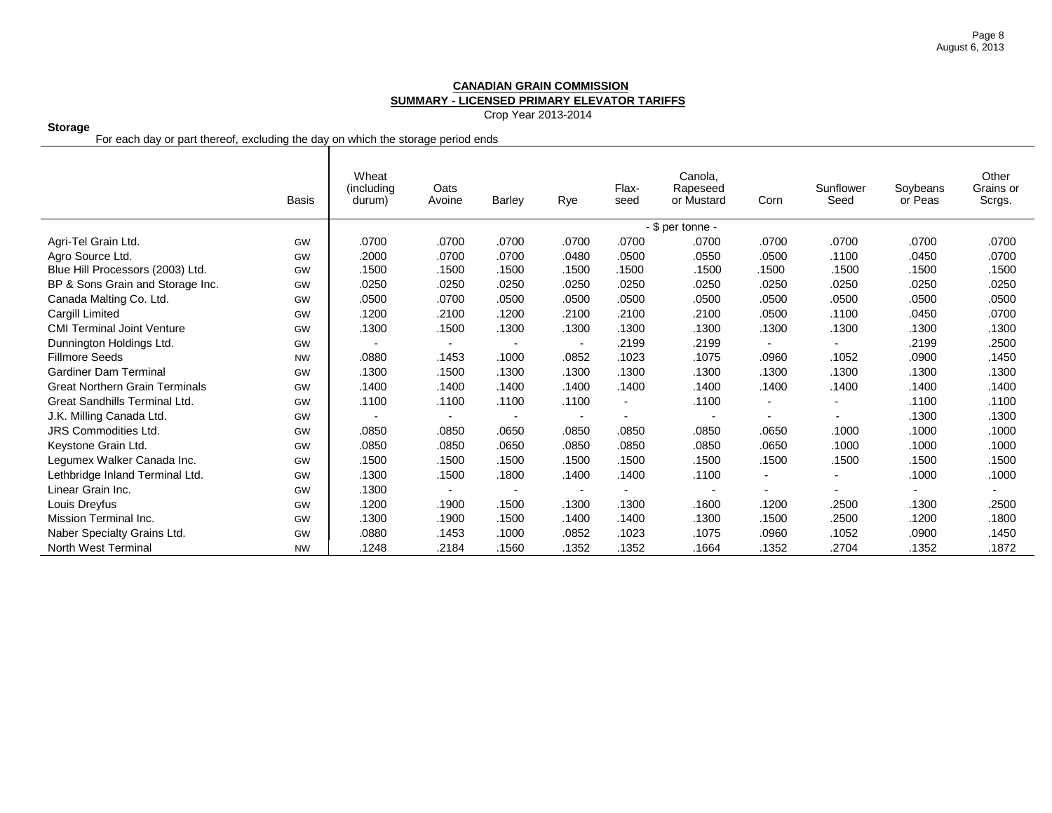**CANADIAN GRAIN COMMISSION**

**SUMMARY - LICENSED PRIMARY ELEVATOR TARIFFS**

Crop Year 2013-2014

**Storage**

For each day or part thereof, excluding the day on which the storage period ends

| | Basis | Wheat (including durum) | Oats Avoine | Barley | Rye | Flax-seed | Canola, Rapeseed or Mustard | Corn | Sunflower Seed | Soybeans or Peas | Other Grains or Scrgs. |
|---|---|---|---|---|---|---|---|---|---|---|---|
| | | | | | | | - $ per tonne - | | | | |
| Agri-Tel Grain Ltd. | GW | .0700 | .0700 | .0700 | .0700 | .0700 | .0700 | .0700 | .0700 | .0700 | .0700 |
| Agro Source Ltd. | GW | .2000 | .0700 | .0700 | .0480 | .0500 | .0550 | .0500 | .1100 | .0450 | .0700 |
| Blue Hill Processors (2003) Ltd. | GW | .1500 | .1500 | .1500 | .1500 | .1500 | .1500 | .1500 | .1500 | .1500 | .1500 |
| BP & Sons Grain and Storage Inc. | GW | .0250 | .0250 | .0250 | .0250 | .0250 | .0250 | .0250 | .0250 | .0250 | .0250 |
| Canada Malting Co. Ltd. | GW | .0500 | .0700 | .0500 | .0500 | .0500 | .0500 | .0500 | .0500 | .0500 | .0500 |
| Cargill Limited | GW | .1200 | .2100 | .1200 | .2100 | .2100 | .2100 | .0500 | .1100 | .0450 | .0700 |
| CMI Terminal Joint Venture | GW | .1300 | .1500 | .1300 | .1300 | .1300 | .1300 | .1300 | .1300 | .1300 | .1300 |
| Dunnington Holdings Ltd. | GW | - | - | - | - | .2199 | .2199 | - | - | .2199 | .2500 |
| Fillmore Seeds | NW | .0880 | .1453 | .1000 | .0852 | .1023 | .1075 | .0960 | .1052 | .0900 | .1450 |
| Gardiner Dam Terminal | GW | .1300 | .1500 | .1300 | .1300 | .1300 | .1300 | .1300 | .1300 | .1300 | .1300 |
| Great Northern Grain Terminals | GW | .1400 | .1400 | .1400 | .1400 | .1400 | .1400 | .1400 | .1400 | .1400 | .1400 |
| Great Sandhills Terminal Ltd. | GW | .1100 | .1100 | .1100 | .1100 | - | .1100 | - | - | .1100 | .1100 |
| J.K. Milling Canada Ltd. | GW | - | - | - | - | - | - | - | - | .1300 | .1300 |
| JRS Commodities Ltd. | GW | .0850 | .0850 | .0650 | .0850 | .0850 | .0850 | .0650 | .1000 | .1000 | .1000 |
| Keystone Grain Ltd. | GW | .0850 | .0850 | .0650 | .0850 | .0850 | .0850 | .0650 | .1000 | .1000 | .1000 |
| Legumex Walker Canada Inc. | GW | .1500 | .1500 | .1500 | .1500 | .1500 | .1500 | .1500 | .1500 | .1500 | .1500 |
| Lethbridge Inland Terminal Ltd. | GW | .1300 | .1500 | .1800 | .1400 | .1400 | .1100 | - | - | .1000 | .1000 |
| Linear Grain Inc. | GW | .1300 | - | - | - | - | - | - | - | - | - |
| Louis Dreyfus | GW | .1200 | .1900 | .1500 | .1300 | .1300 | .1600 | .1200 | .2500 | .1300 | .2500 |
| Mission Terminal Inc. | GW | .1300 | .1900 | .1500 | .1400 | .1400 | .1300 | .1500 | .2500 | .1200 | .1800 |
| Naber Specialty Grains Ltd. | GW | .0880 | .1453 | .1000 | .0852 | .1023 | .1075 | .0960 | .1052 | .0900 | .1450 |
| North West Terminal | NW | .1248 | .2184 | .1560 | .1352 | .1352 | .1664 | .1352 | .2704 | .1352 | .1872 |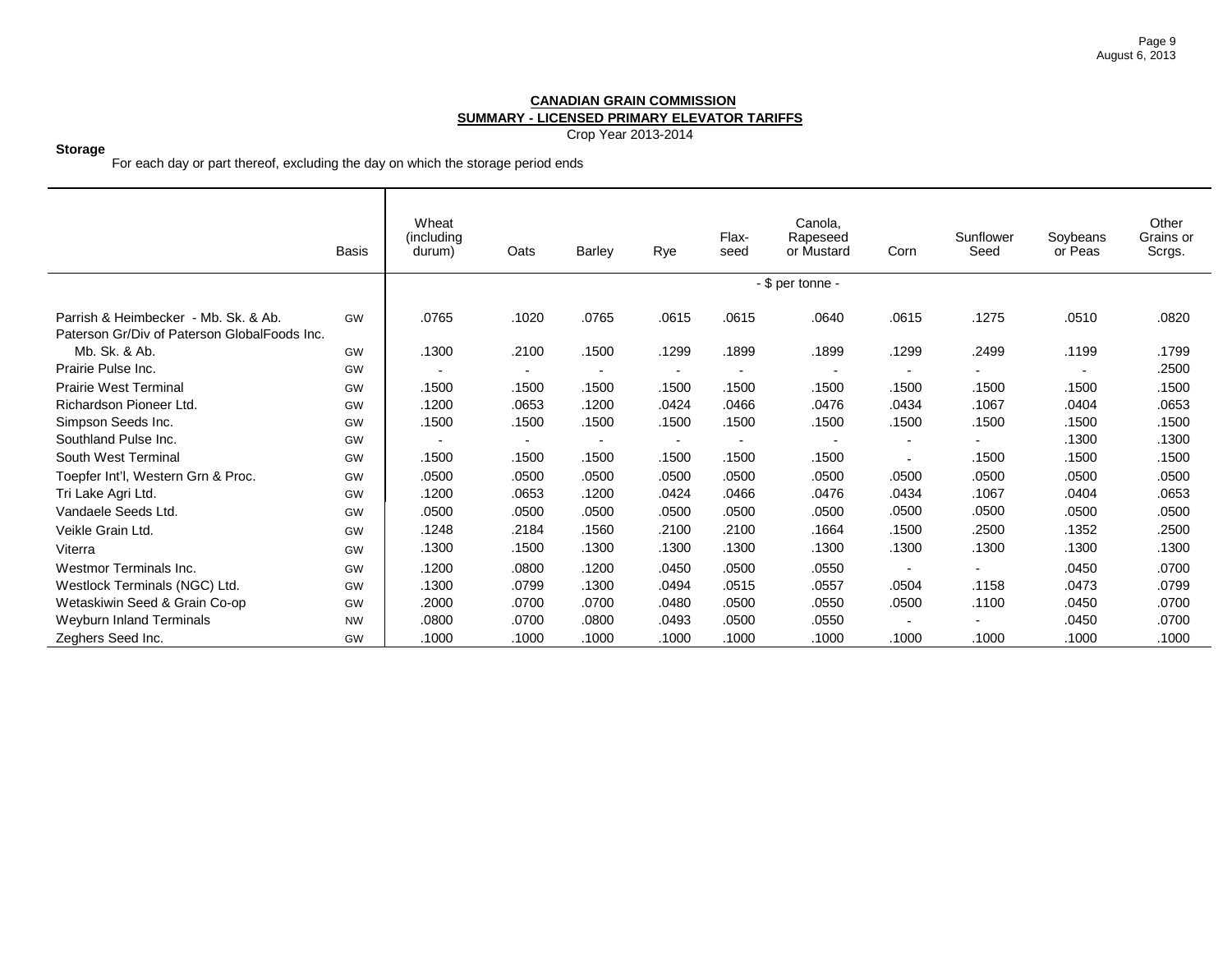**CANADIAN GRAIN COMMISSION**
**SUMMARY - LICENSED PRIMARY ELEVATOR TARIFFS**
Crop Year 2013-2014

**Storage**
For each day or part thereof, excluding the day on which the storage period ends

| | Basis | Wheat (including durum) | Oats | Barley | Rye | Flax-seed | Canola, Rapeseed or Mustard | Corn | Sunflower Seed | Soybeans or Peas | Other Grains or Scrgs. |
|---|---|---|---|---|---|---|---|---|---|---|---|
| | | - $ per tonne - | | | | | | | | | |
| Parrish & Heimbecker - Mb. Sk. & Ab. | GW | .0765 | .1020 | .0765 | .0615 | .0615 | .0640 | .0615 | .1275 | .0510 | .0820 |
| Paterson Gr/Div of Paterson GlobalFoods Inc. Mb. Sk. & Ab. | GW | .1300 | .2100 | .1500 | .1299 | .1899 | .1899 | .1299 | .2499 | .1199 | .1799 |
| Prairie Pulse Inc. | GW | - | - | - | - | - | - | - | - | - | .2500 |
| Prairie West Terminal | GW | .1500 | .1500 | .1500 | .1500 | .1500 | .1500 | .1500 | .1500 | .1500 | .1500 |
| Richardson Pioneer Ltd. | GW | .1200 | .0653 | .1200 | .0424 | .0466 | .0476 | .0434 | .1067 | .0404 | .0653 |
| Simpson Seeds Inc. | GW | .1500 | .1500 | .1500 | .1500 | .1500 | .1500 | .1500 | .1500 | .1500 | .1500 |
| Southland Pulse Inc. | GW | - | - | - | - | - | - | - | - | .1300 | .1300 |
| South West Terminal | GW | .1500 | .1500 | .1500 | .1500 | .1500 | .1500 | - | .1500 | .1500 | .1500 |
| Toepfer Int'l, Western Grn & Proc. | GW | .0500 | .0500 | .0500 | .0500 | .0500 | .0500 | .0500 | .0500 | .0500 | .0500 |
| Tri Lake Agri Ltd. | GW | .1200 | .0653 | .1200 | .0424 | .0466 | .0476 | .0434 | .1067 | .0404 | .0653 |
| Vandaele Seeds Ltd. | GW | .0500 | .0500 | .0500 | .0500 | .0500 | .0500 | .0500 | .0500 | .0500 | .0500 |
| Veikle Grain Ltd. | GW | .1248 | .2184 | .1560 | .2100 | .2100 | .1664 | .1500 | .2500 | .1352 | .2500 |
| Viterra | GW | .1300 | .1500 | .1300 | .1300 | .1300 | .1300 | .1300 | .1300 | .1300 | .1300 |
| Westmor Terminals Inc. | GW | .1200 | .0800 | .1200 | .0450 | .0500 | .0550 | - | - | .0450 | .0700 |
| Westlock Terminals (NGC) Ltd. | GW | .1300 | .0799 | .1300 | .0494 | .0515 | .0557 | .0504 | .1158 | .0473 | .0799 |
| Wetaskiwin Seed & Grain Co-op | GW | .2000 | .0700 | .0700 | .0480 | .0500 | .0550 | .0500 | .1100 | .0450 | .0700 |
| Weyburn Inland Terminals | NW | .0800 | .0700 | .0800 | .0493 | .0500 | .0550 | - | - | .0450 | .0700 |
| Zeghers Seed Inc. | GW | .1000 | .1000 | .1000 | .1000 | .1000 | .1000 | .1000 | .1000 | .1000 | .1000 |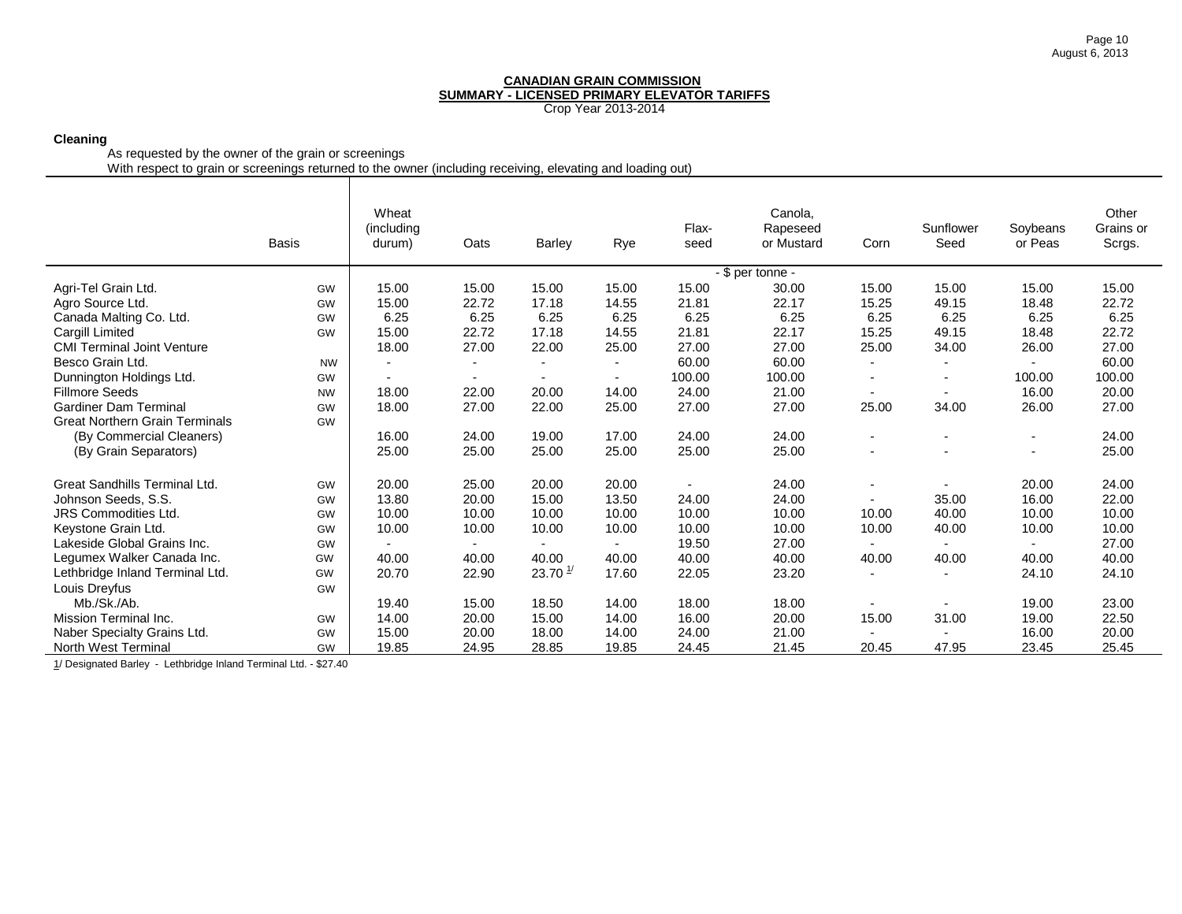**CANADIAN GRAIN COMMISSION**
**SUMMARY - LICENSED PRIMARY ELEVATOR TARIFFS**
Crop Year 2013-2014

**Cleaning**

As requested by the owner of the grain or screenings
With respect to grain or screenings returned to the owner (including receiving, elevating and loading out)

| | Basis | Wheat (including durum) | Oats | Barley | Rye | Flax-seed | Canola, Rapeseed or Mustard | Corn | Sunflower Seed | Soybeans or Peas | Other Grains or Scrgs. |
|---|---|---|---|---|---|---|---|---|---|---|---|
| | | - $ per tonne - | | | | | | | | | |
| Agri-Tel Grain Ltd. | GW | 15.00 | 15.00 | 15.00 | 15.00 | 15.00 | 30.00 | 15.00 | 15.00 | 15.00 | 15.00 |
| Agro Source Ltd. | GW | 15.00 | 22.72 | 17.18 | 14.55 | 21.81 | 22.17 | 15.25 | 49.15 | 18.48 | 22.72 |
| Canada Malting Co. Ltd. | GW | 6.25 | 6.25 | 6.25 | 6.25 | 6.25 | 6.25 | 6.25 | 6.25 | 6.25 | 6.25 |
| Cargill Limited | GW | 15.00 | 22.72 | 17.18 | 14.55 | 21.81 | 22.17 | 15.25 | 49.15 | 18.48 | 22.72 |
| CMI Terminal Joint Venture | | 18.00 | 27.00 | 22.00 | 25.00 | 27.00 | 27.00 | 25.00 | 34.00 | 26.00 | 27.00 |
| Besco Grain Ltd. | NW | - | - | - | - | 60.00 | 60.00 | - | - | - | 60.00 |
| Dunnington Holdings Ltd. | GW | - | - | - | - | 100.00 | 100.00 | - | - | 100.00 | 100.00 |
| Fillmore Seeds | NW | 18.00 | 22.00 | 20.00 | 14.00 | 24.00 | 21.00 | - | - | 16.00 | 20.00 |
| Gardiner Dam Terminal | GW | 18.00 | 27.00 | 22.00 | 25.00 | 27.00 | 27.00 | 25.00 | 34.00 | 26.00 | 27.00 |
| Great Northern Grain Terminals | GW | | | | | | | | | | |
| (By Commercial Cleaners) | | 16.00 | 24.00 | 19.00 | 17.00 | 24.00 | 24.00 | - | - | - | 24.00 |
| (By Grain Separators) | | 25.00 | 25.00 | 25.00 | 25.00 | 25.00 | 25.00 | - | - | - | 25.00 |
| Great Sandhills Terminal Ltd. | GW | 20.00 | 25.00 | 20.00 | 20.00 | - | 24.00 | - | - | 20.00 | 24.00 |
| Johnson Seeds, S.S. | GW | 13.80 | 20.00 | 15.00 | 13.50 | 24.00 | 24.00 | - | 35.00 | 16.00 | 22.00 |
| JRS Commodities Ltd. | GW | 10.00 | 10.00 | 10.00 | 10.00 | 10.00 | 10.00 | 10.00 | 40.00 | 10.00 | 10.00 |
| Keystone Grain Ltd. | GW | 10.00 | 10.00 | 10.00 | 10.00 | 10.00 | 10.00 | 10.00 | 40.00 | 10.00 | 10.00 |
| Lakeside Global Grains Inc. | GW | - | - | - | - | 19.50 | 27.00 | - | - | - | 27.00 |
| Legumex Walker Canada Inc. | GW | 40.00 | 40.00 | 40.00 | 40.00 | 40.00 | 40.00 | 40.00 | 40.00 | 40.00 | 40.00 |
| Lethbridge Inland Terminal Ltd. | GW | 20.70 | 22.90 | 23.70 [1/] | 17.60 | 22.05 | 23.20 | - | - | 24.10 | 24.10 |
| Louis Dreyfus | GW | | | | | | | | | | |
| Mb./Sk./Ab. | | 19.40 | 15.00 | 18.50 | 14.00 | 18.00 | 18.00 | - | - | 19.00 | 23.00 |
| Mission Terminal Inc. | GW | 14.00 | 20.00 | 15.00 | 14.00 | 16.00 | 20.00 | 15.00 | 31.00 | 19.00 | 22.50 |
| Naber Specialty Grains Ltd. | GW | 15.00 | 20.00 | 18.00 | 14.00 | 24.00 | 21.00 | - | - | 16.00 | 20.00 |
| North West Terminal | GW | 19.85 | 24.95 | 28.85 | 19.85 | 24.45 | 21.45 | 20.45 | 47.95 | 23.45 | 25.45 |

1/ Designated Barley - Lethbridge Inland Terminal Ltd. - $27.40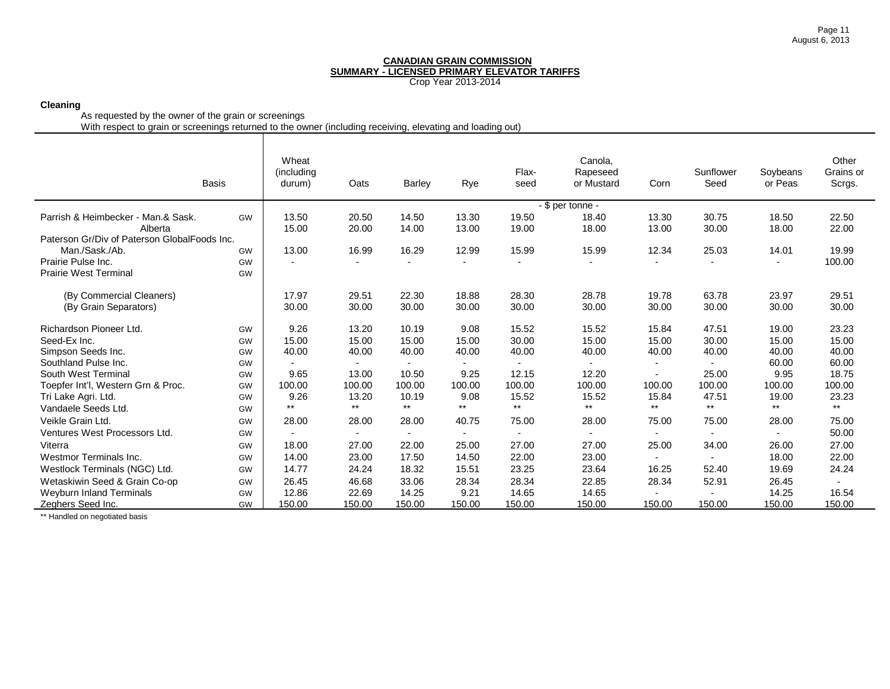**CANADIAN GRAIN COMMISSION**
**SUMMARY - LICENSED PRIMARY ELEVATOR TARIFFS**
Crop Year 2013-2014

**Cleaning**

As requested by the owner of the grain or screenings

With respect to grain or screenings returned to the owner (including receiving, elevating and loading out)

| | Basis | Wheat (including durum) | Oats | Barley | Rye | Flax-seed | Canola, Rapeseed or Mustard | Corn | Sunflower Seed | Soybeans or Peas | Other Grains or Scrgs. |
|---|---|---|---|---|---|---|---|---|---|---|---|
| | | - $ per tonne - | | | | | | | | | |
| Parrish & Heimbecker - Man.& Sask. | GW | 13.50 | 20.50 | 14.50 | 13.30 | 19.50 | 18.40 | 13.30 | 30.75 | 18.50 | 22.50 |
| Alberta | | 15.00 | 20.00 | 14.00 | 13.00 | 19.00 | 18.00 | 13.00 | 30.00 | 18.00 | 22.00 |
| Paterson Gr/Div of Paterson GlobalFoods Inc. | | | | | | | | | | | |
| Man./Sask./Ab. | GW | 13.00 | 16.99 | 16.29 | 12.99 | 15.99 | 15.99 | 12.34 | 25.03 | 14.01 | 19.99 |
| Prairie Pulse Inc. | GW | - | - | - | - | - | - | - | - | - | 100.00 |
| Prairie West Terminal | GW | | | | | | | | | | |
| (By Commercial Cleaners) | | 17.97 | 29.51 | 22.30 | 18.88 | 28.30 | 28.78 | 19.78 | 63.78 | 23.97 | 29.51 |
| (By Grain Separators) | | 30.00 | 30.00 | 30.00 | 30.00 | 30.00 | 30.00 | 30.00 | 30.00 | 30.00 | 30.00 |
| Richardson Pioneer Ltd. | GW | 9.26 | 13.20 | 10.19 | 9.08 | 15.52 | 15.52 | 15.84 | 47.51 | 19.00 | 23.23 |
| Seed-Ex Inc. | GW | 15.00 | 15.00 | 15.00 | 15.00 | 30.00 | 15.00 | 15.00 | 30.00 | 15.00 | 15.00 |
| Simpson Seeds Inc. | GW | 40.00 | 40.00 | 40.00 | 40.00 | 40.00 | 40.00 | 40.00 | 40.00 | 40.00 | 40.00 |
| Southland Pulse Inc. | GW | - | - | - | - | - | - | - | - | 60.00 | 60.00 |
| South West Terminal | GW | 9.65 | 13.00 | 10.50 | 9.25 | 12.15 | 12.20 | - | 25.00 | 9.95 | 18.75 |
| Toepfer Int'l, Western Grn & Proc. | GW | 100.00 | 100.00 | 100.00 | 100.00 | 100.00 | 100.00 | 100.00 | 100.00 | 100.00 | 100.00 |
| Tri Lake Agri. Ltd. | GW | 9.26 | 13.20 | 10.19 | 9.08 | 15.52 | 15.52 | 15.84 | 47.51 | 19.00 | 23.23 |
| Vandaele Seeds Ltd. | GW | ** | ** | ** | ** | ** | ** | ** | ** | ** | ** |
| Veikle Grain Ltd. | GW | 28.00 | 28.00 | 28.00 | 40.75 | 75.00 | 28.00 | 75.00 | 75.00 | 28.00 | 75.00 |
| Ventures West Processors Ltd. | GW | - | - | - | - | - | - | - | - | - | 50.00 |
| Viterra | GW | 18.00 | 27.00 | 22.00 | 25.00 | 27.00 | 27.00 | 25.00 | 34.00 | 26.00 | 27.00 |
| Westmor Terminals Inc. | GW | 14.00 | 23.00 | 17.50 | 14.50 | 22.00 | 23.00 | - | - | 18.00 | 22.00 |
| Westlock Terminals (NGC) Ltd. | GW | 14.77 | 24.24 | 18.32 | 15.51 | 23.25 | 23.64 | 16.25 | 52.40 | 19.69 | 24.24 |
| Wetaskiwin Seed & Grain Co-op | GW | 26.45 | 46.68 | 33.06 | 28.34 | 28.34 | 22.85 | 28.34 | 52.91 | 26.45 | - |
| Weyburn Inland Terminals | GW | 12.86 | 22.69 | 14.25 | 9.21 | 14.65 | 14.65 | - | - | 14.25 | 16.54 |
| Zeghers Seed Inc. | GW | 150.00 | 150.00 | 150.00 | 150.00 | 150.00 | 150.00 | 150.00 | 150.00 | 150.00 | 150.00 |

** Handled on negotiated basis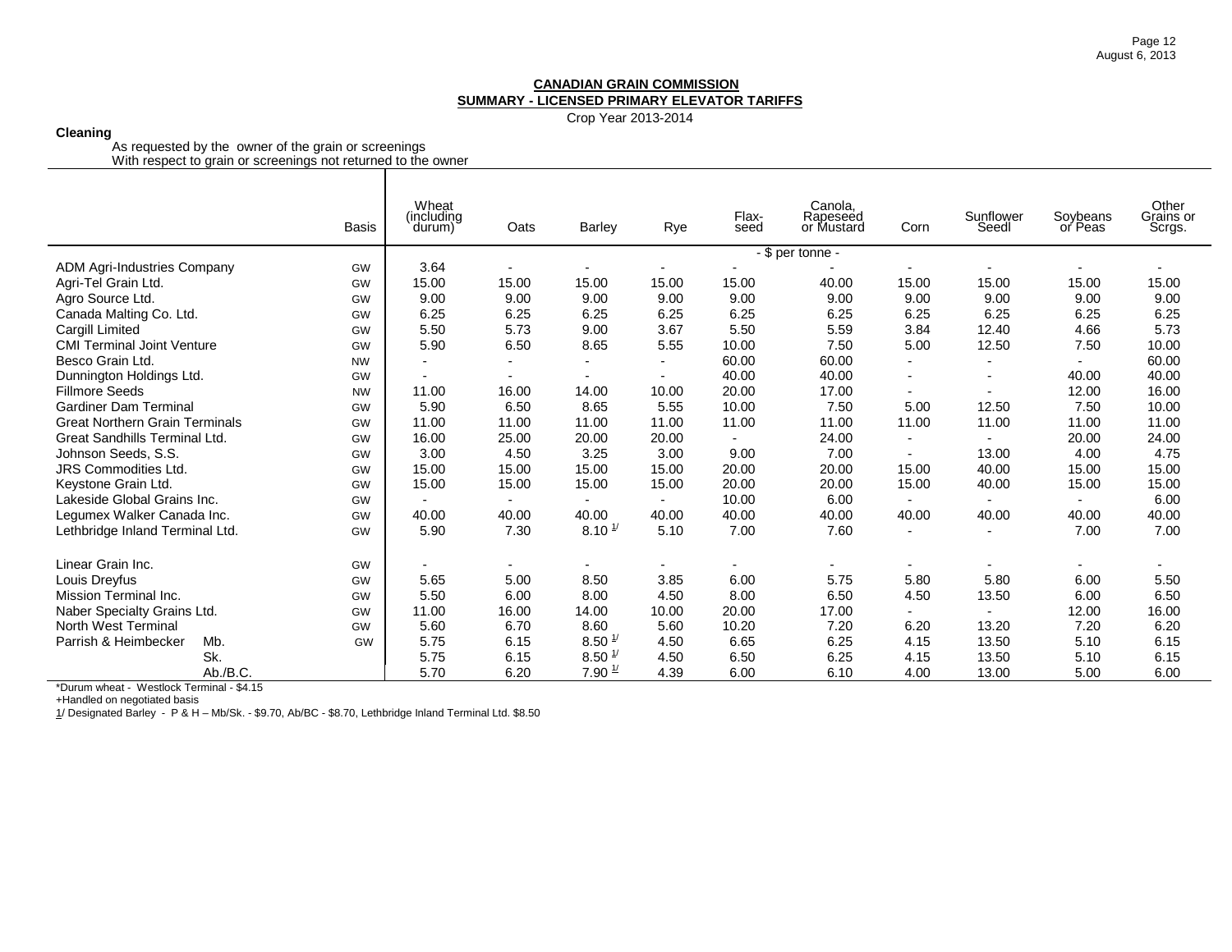**CANADIAN GRAIN COMMISSION**
**SUMMARY - LICENSED PRIMARY ELEVATOR TARIFFS**
Crop Year 2013-2014

**Cleaning**

As requested by the owner of the grain or screenings
With respect to grain or screenings not returned to the owner

| | Basis | Wheat (including durum) | Oats | Barley | Rye | Flax-seed | Canola, Rapeseed or Mustard | Corn | Sunflower Seedl | Soybeans or Peas | Other Grains or Scrgs. |
|---|---|---|---|---|---|---|---|---|---|---|---|
| | | - $ per tonne - | | | | | | | | | |
| ADM Agri-Industries Company | GW | 3.64 | - | - | - | - | - | - | - | - | - |
| Agri-Tel Grain Ltd. | GW | 15.00 | 15.00 | 15.00 | 15.00 | 15.00 | 40.00 | 15.00 | 15.00 | 15.00 | 15.00 |
| Agro Source Ltd. | GW | 9.00 | 9.00 | 9.00 | 9.00 | 9.00 | 9.00 | 9.00 | 9.00 | 9.00 | 9.00 |
| Canada Malting Co. Ltd. | GW | 6.25 | 6.25 | 6.25 | 6.25 | 6.25 | 6.25 | 6.25 | 6.25 | 6.25 | 6.25 |
| Cargill Limited | GW | 5.50 | 5.73 | 9.00 | 3.67 | 5.50 | 5.59 | 3.84 | 12.40 | 4.66 | 5.73 |
| CMI Terminal Joint Venture | GW | 5.90 | 6.50 | 8.65 | 5.55 | 10.00 | 7.50 | 5.00 | 12.50 | 7.50 | 10.00 |
| Besco Grain Ltd. | NW | - | - | - | - | 60.00 | 60.00 | - | - | - | 60.00 |
| Dunnington Holdings Ltd. | GW | - | - | - | - | 40.00 | 40.00 | - | - | 40.00 | 40.00 |
| Fillmore Seeds | NW | 11.00 | 16.00 | 14.00 | 10.00 | 20.00 | 17.00 | - | - | 12.00 | 16.00 |
| Gardiner Dam Terminal | GW | 5.90 | 6.50 | 8.65 | 5.55 | 10.00 | 7.50 | 5.00 | 12.50 | 7.50 | 10.00 |
| Great Northern Grain Terminals | GW | 11.00 | 11.00 | 11.00 | 11.00 | 11.00 | 11.00 | 11.00 | 11.00 | 11.00 | 11.00 |
| Great Sandhills Terminal Ltd. | GW | 16.00 | 25.00 | 20.00 | 20.00 | - | 24.00 | - | - | 20.00 | 24.00 |
| Johnson Seeds, S.S. | GW | 3.00 | 4.50 | 3.25 | 3.00 | 9.00 | 7.00 | - | 13.00 | 4.00 | 4.75 |
| JRS Commodities Ltd. | GW | 15.00 | 15.00 | 15.00 | 15.00 | 20.00 | 20.00 | 15.00 | 40.00 | 15.00 | 15.00 |
| Keystone Grain Ltd. | GW | 15.00 | 15.00 | 15.00 | 15.00 | 20.00 | 20.00 | 15.00 | 40.00 | 15.00 | 15.00 |
| Lakeside Global Grains Inc. | GW | - | - | - | - | 10.00 | 6.00 | - | - | - | 6.00 |
| Legumex Walker Canada Inc. | GW | 40.00 | 40.00 | 40.00 | 40.00 | 40.00 | 40.00 | 40.00 | 40.00 | 40.00 | 40.00 |
| Lethbridge Inland Terminal Ltd. | GW | 5.90 | 7.30 | 8.10 1/ | 5.10 | 7.00 | 7.60 | - | - | 7.00 | 7.00 |
| Linear Grain Inc. | GW | - | - | - | - | - | - | - | - | - | - |
| Louis Dreyfus | GW | 5.65 | 5.00 | 8.50 | 3.85 | 6.00 | 5.75 | 5.80 | 5.80 | 6.00 | 5.50 |
| Mission Terminal Inc. | GW | 5.50 | 6.00 | 8.00 | 4.50 | 8.00 | 6.50 | 4.50 | 13.50 | 6.00 | 6.50 |
| Naber Specialty Grains Ltd. | GW | 11.00 | 16.00 | 14.00 | 10.00 | 20.00 | 17.00 | - | - | 12.00 | 16.00 |
| North West Terminal | GW | 5.60 | 6.70 | 8.60 | 5.60 | 10.20 | 7.20 | 6.20 | 13.20 | 7.20 | 6.20 |
| Parrish & Heimbecker Mb. | GW | 5.75 | 6.15 | 8.50 1/ | 4.50 | 6.65 | 6.25 | 4.15 | 13.50 | 5.10 | 6.15 |
| Sk. | | 5.75 | 6.15 | 8.50 1/ | 4.50 | 6.50 | 6.25 | 4.15 | 13.50 | 5.10 | 6.15 |
| Ab./B.C. | | 5.70 | 6.20 | 7.90 1/ | 4.39 | 6.00 | 6.10 | 4.00 | 13.00 | 5.00 | 6.00 |

*Durum wheat - Westlock Terminal - $4.15
+Handled on negotiated basis
1/ Designated Barley - P & H – Mb/Sk. - $9.70, Ab/BC - $8.70, Lethbridge Inland Terminal Ltd. $8.50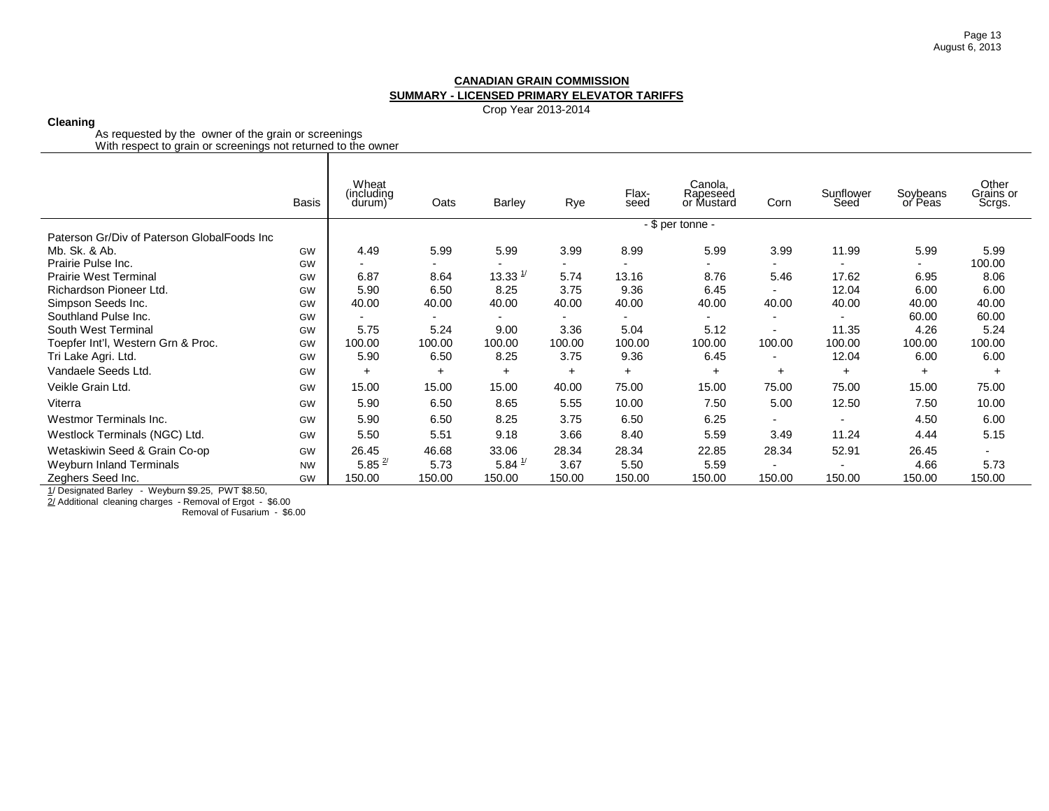**CANADIAN GRAIN COMMISSION**

**SUMMARY - LICENSED PRIMARY ELEVATOR TARIFFS**

Crop Year 2013-2014

**Cleaning**

As requested by the owner of the grain or screenings
With respect to grain or screenings not returned to the owner

| | Basis | Wheat (including durum) | Oats | Barley | Rye | Flax-seed | Canola, Rapeseed or Mustard | Corn | Sunflower Seed | Soybeans or Peas | Other Grains or Scrgs. |
|---|---|---|---|---|---|---|---|---|---|---|---|
| | | - $ per tonne - | | | | | | | | | |
| Paterson Gr/Div of Paterson GlobalFoods Inc | | | | | | | | | | | |
| Mb. Sk. & Ab. | GW | 4.49 | 5.99 | 5.99 | 3.99 | 8.99 | 5.99 | 3.99 | 11.99 | 5.99 | 5.99 |
| Prairie Pulse Inc. | GW | - | - | - | - | - | - | - | - | - | 100.00 |
| Prairie West Terminal | GW | 6.87 | 8.64 | 13.33 [1/] | 5.74 | 13.16 | 8.76 | 5.46 | 17.62 | 6.95 | 8.06 |
| Richardson Pioneer Ltd. | GW | 5.90 | 6.50 | 8.25 | 3.75 | 9.36 | 6.45 | - | 12.04 | 6.00 | 6.00 |
| Simpson Seeds Inc. | GW | 40.00 | 40.00 | 40.00 | 40.00 | 40.00 | 40.00 | 40.00 | 40.00 | 40.00 | 40.00 |
| Southland Pulse Inc. | GW | - | - | - | - | - | - | - | - | 60.00 | 60.00 |
| South West Terminal | GW | 5.75 | 5.24 | 9.00 | 3.36 | 5.04 | 5.12 | - | 11.35 | 4.26 | 5.24 |
| Toepfer Int'l, Western Grn & Proc. | GW | 100.00 | 100.00 | 100.00 | 100.00 | 100.00 | 100.00 | 100.00 | 100.00 | 100.00 | 100.00 |
| Tri Lake Agri. Ltd. | GW | 5.90 | 6.50 | 8.25 | 3.75 | 9.36 | 6.45 | - | 12.04 | 6.00 | 6.00 |
| Vandaele Seeds Ltd. | GW | + | + | + | + | + | + | + | + | + | + |
| Veikle Grain Ltd. | GW | 15.00 | 15.00 | 15.00 | 40.00 | 75.00 | 15.00 | 75.00 | 75.00 | 15.00 | 75.00 |
| Viterra | GW | 5.90 | 6.50 | 8.65 | 5.55 | 10.00 | 7.50 | 5.00 | 12.50 | 7.50 | 10.00 |
| Westmor Terminals Inc. | GW | 5.90 | 6.50 | 8.25 | 3.75 | 6.50 | 6.25 | - | - | 4.50 | 6.00 |
| Westlock Terminals (NGC) Ltd. | GW | 5.50 | 5.51 | 9.18 | 3.66 | 8.40 | 5.59 | 3.49 | 11.24 | 4.44 | 5.15 |
| Wetaskiwin Seed & Grain Co-op | GW | 26.45 | 46.68 | 33.06 | 28.34 | 28.34 | 22.85 | 28.34 | 52.91 | 26.45 | - |
| Weyburn Inland Terminals | NW | 5.85 [2/] | 5.73 | 5.84 [1/] | 3.67 | 5.50 | 5.59 | - | - | 4.66 | 5.73 |
| Zeghers Seed Inc. | GW | 150.00 | 150.00 | 150.00 | 150.00 | 150.00 | 150.00 | 150.00 | 150.00 | 150.00 | 150.00 |

1/ Designated Barley - Weyburn $9.25, PWT $8.50,

2/ Additional cleaning charges - Removal of Ergot - $6.00
Removal of Fusarium - $6.00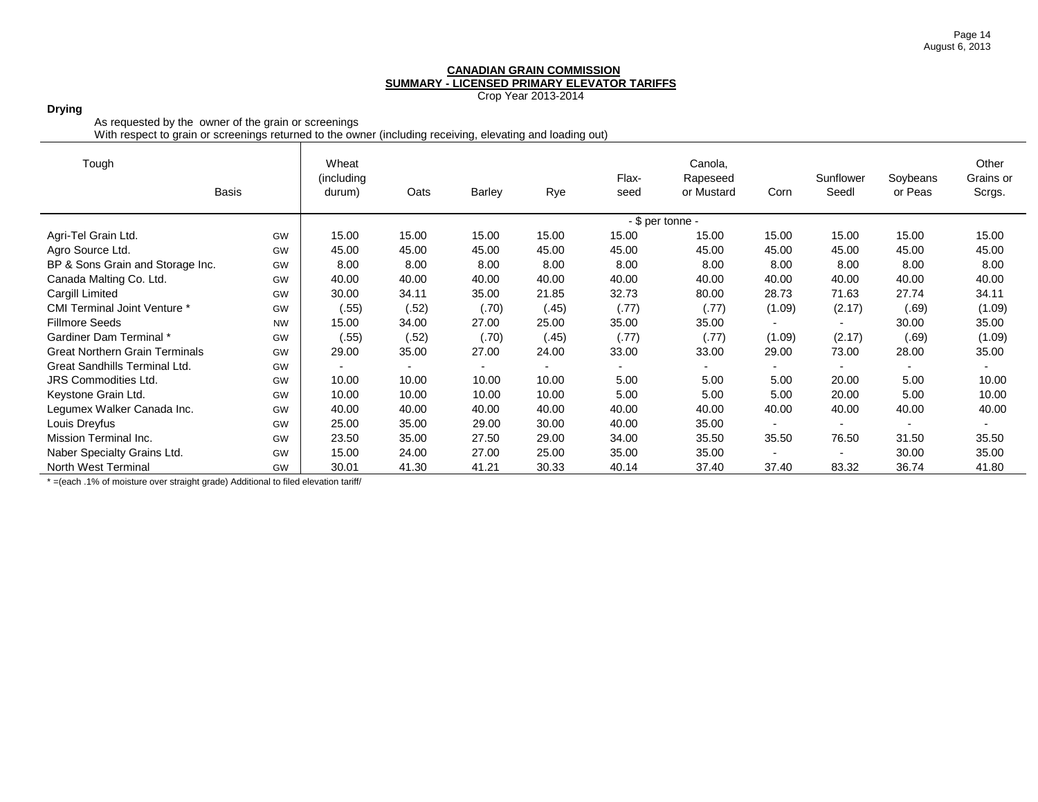**CANADIAN GRAIN COMMISSION**
**SUMMARY - LICENSED PRIMARY ELEVATOR TARIFFS**
Crop Year 2013-2014

**Drying**

As requested by the owner of the grain or screenings
With respect to grain or screenings returned to the owner (including receiving, elevating and loading out)

| Tough | Basis | Wheat (including durum) | Oats | Barley | Rye | Flax-seed | Canola, Rapeseed or Mustard | Corn | Sunflower Seedl | Soybeans or Peas | Other Grains or Scrgs. |
|---|---|---|---|---|---|---|---|---|---|---|---|
| | | | | | | - $ per tonne - | | | | | |
| Agri-Tel Grain Ltd. | GW | 15.00 | 15.00 | 15.00 | 15.00 | 15.00 | 15.00 | 15.00 | 15.00 | 15.00 | 15.00 |
| Agro Source Ltd. | GW | 45.00 | 45.00 | 45.00 | 45.00 | 45.00 | 45.00 | 45.00 | 45.00 | 45.00 | 45.00 |
| BP & Sons Grain and Storage Inc. | GW | 8.00 | 8.00 | 8.00 | 8.00 | 8.00 | 8.00 | 8.00 | 8.00 | 8.00 | 8.00 |
| Canada Malting Co. Ltd. | GW | 40.00 | 40.00 | 40.00 | 40.00 | 40.00 | 40.00 | 40.00 | 40.00 | 40.00 | 40.00 |
| Cargill Limited | GW | 30.00 | 34.11 | 35.00 | 21.85 | 32.73 | 80.00 | 28.73 | 71.63 | 27.74 | 34.11 |
| CMI Terminal Joint Venture * | GW | (.55) | (.52) | (.70) | (.45) | (.77) | (.77) | (1.09) | (2.17) | (.69) | (1.09) |
| Fillmore Seeds | NW | 15.00 | 34.00 | 27.00 | 25.00 | 35.00 | 35.00 | - | - | 30.00 | 35.00 |
| Gardiner Dam Terminal * | GW | (.55) | (.52) | (.70) | (.45) | (.77) | (.77) | (1.09) | (2.17) | (.69) | (1.09) |
| Great Northern Grain Terminals | GW | 29.00 | 35.00 | 27.00 | 24.00 | 33.00 | 33.00 | 29.00 | 73.00 | 28.00 | 35.00 |
| Great Sandhills Terminal Ltd. | GW | - | - | - | - | - | - | - | - | - | - |
| JRS Commodities Ltd. | GW | 10.00 | 10.00 | 10.00 | 10.00 | 5.00 | 5.00 | 5.00 | 20.00 | 5.00 | 10.00 |
| Keystone Grain Ltd. | GW | 10.00 | 10.00 | 10.00 | 10.00 | 5.00 | 5.00 | 5.00 | 20.00 | 5.00 | 10.00 |
| Legumex Walker Canada Inc. | GW | 40.00 | 40.00 | 40.00 | 40.00 | 40.00 | 40.00 | 40.00 | 40.00 | 40.00 | 40.00 |
| Louis Dreyfus | GW | 25.00 | 35.00 | 29.00 | 30.00 | 40.00 | 35.00 | - | - | - | - |
| Mission Terminal Inc. | GW | 23.50 | 35.00 | 27.50 | 29.00 | 34.00 | 35.50 | 35.50 | 76.50 | 31.50 | 35.50 |
| Naber Specialty Grains Ltd. | GW | 15.00 | 24.00 | 27.00 | 25.00 | 35.00 | 35.00 | - | - | 30.00 | 35.00 |
| North West Terminal | GW | 30.01 | 41.30 | 41.21 | 30.33 | 40.14 | 37.40 | 37.40 | 83.32 | 36.74 | 41.80 |

* =(each .1% of moisture over straight grade) Additional to filed elevation tariff/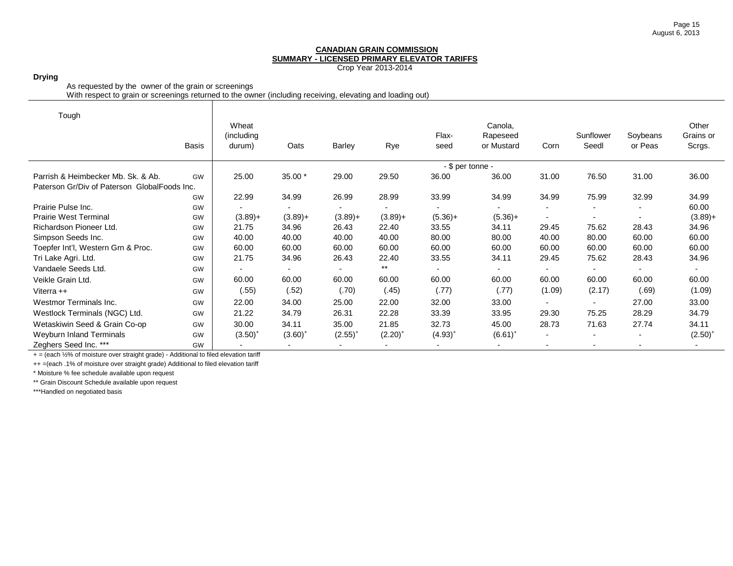**CANADIAN GRAIN COMMISSION**
**SUMMARY - LICENSED PRIMARY ELEVATOR TARIFFS**
Crop Year 2013-2014

**Drying**

As requested by the owner of the grain or screenings
With respect to grain or screenings returned to the owner (including receiving, elevating and loading out)

| Tough | Basis | Wheat (including durum) | Oats | Barley | Rye | Flax-seed | Canola, Rapeseed or Mustard | Corn | Sunflower Seedl | Soybeans or Peas | Other Grains or Scrgs. |
|---|---|---|---|---|---|---|---|---|---|---|---|
| | | | | | | - $ per tonne - | | | | | |
| Parrish & Heimbecker Mb. Sk. & Ab. | GW | 25.00 | 35.00 * | 29.00 | 29.50 | 36.00 | 36.00 | 31.00 | 76.50 | 31.00 | 36.00 |
| Paterson Gr/Div of Paterson GlobalFoods Inc. | GW | 22.99 | 34.99 | 26.99 | 28.99 | 33.99 | 34.99 | 34.99 | 75.99 | 32.99 | 34.99 |
| Prairie Pulse Inc. | GW | - | - | - | - | - | - | - | - | - | 60.00 |
| Prairie West Terminal | GW | (3.89)+ | (3.89)+ | (3.89)+ | (3.89)+ | (5.36)+ | (5.36)+ | - | - | - | (3.89)+ |
| Richardson Pioneer Ltd. | GW | 21.75 | 34.96 | 26.43 | 22.40 | 33.55 | 34.11 | 29.45 | 75.62 | 28.43 | 34.96 |
| Simpson Seeds Inc. | GW | 40.00 | 40.00 | 40.00 | 40.00 | 80.00 | 80.00 | 40.00 | 80.00 | 60.00 | 60.00 |
| Toepfer Int'l, Western Grn & Proc. | GW | 60.00 | 60.00 | 60.00 | 60.00 | 60.00 | 60.00 | 60.00 | 60.00 | 60.00 | 60.00 |
| Tri Lake Agri. Ltd. | GW | 21.75 | 34.96 | 26.43 | 22.40 | 33.55 | 34.11 | 29.45 | 75.62 | 28.43 | 34.96 |
| Vandaele Seeds Ltd. | GW | - | - | - | ** | - | - | - | - | - | - |
| Veikle Grain Ltd. | GW | 60.00 | 60.00 | 60.00 | 60.00 | 60.00 | 60.00 | 60.00 | 60.00 | 60.00 | 60.00 |
| Viterra ++ | GW | (.55) | (.52) | (.70) | (.45) | (.77) | (.77) | (1.09) | (2.17) | (.69) | (1.09) |
| Westmor Terminals Inc. | GW | 22.00 | 34.00 | 25.00 | 22.00 | 32.00 | 33.00 | - | - | 27.00 | 33.00 |
| Westlock Terminals (NGC) Ltd. | GW | 21.22 | 34.79 | 26.31 | 22.28 | 33.39 | 33.95 | 29.30 | 75.25 | 28.29 | 34.79 |
| Wetaskiwin Seed & Grain Co-op | GW | 30.00 | 34.11 | 35.00 | 21.85 | 32.73 | 45.00 | 28.73 | 71.63 | 27.74 | 34.11 |
| Weyburn Inland Terminals | GW | (3.50)+ | (3.60)+ | (2.55)+ | (2.20)+ | (4.93)+ | (6.61)+ | - | - | - | (2.50)+ |
| Zeghers Seed Inc. *** | GW | - | - | - | - | - | - | - | - | - | - |

+ = (each ½% of moisture over straight grade) - Additional to filed elevation tariff

++ =(each .1% of moisture over straight grade) Additional to filed elevation tariff

* Moisture % fee schedule available upon request

** Grain Discount Schedule available upon request

***Handled on negotiated basis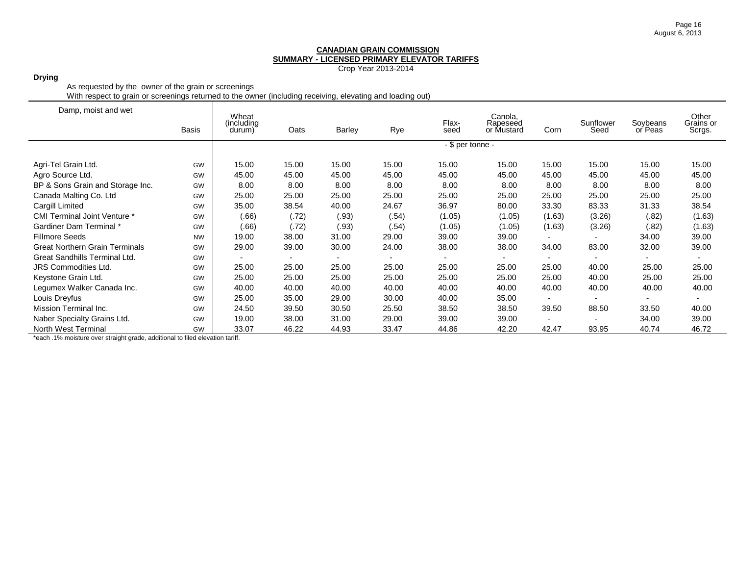**CANADIAN GRAIN COMMISSION**
**SUMMARY - LICENSED PRIMARY ELEVATOR TARIFFS**
Crop Year 2013-2014

**Drying**

As requested by the owner of the grain or screenings
With respect to grain or screenings returned to the owner (including receiving, elevating and loading out)

| Damp, moist and wet | Basis | Wheat (including durum) | Oats | Barley | Rye | Flax-seed | Canola, Rapeseed or Mustard | Corn | Sunflower Seed | Soybeans or Peas | Other Grains or Scrgs. |
|---|---|---|---|---|---|---|---|---|---|---|---|
| | | - $ per tonne - | | | | | | | | | |
| Agri-Tel Grain Ltd. | GW | 15.00 | 15.00 | 15.00 | 15.00 | 15.00 | 15.00 | 15.00 | 15.00 | 15.00 | 15.00 |
| Agro Source Ltd. | GW | 45.00 | 45.00 | 45.00 | 45.00 | 45.00 | 45.00 | 45.00 | 45.00 | 45.00 | 45.00 |
| BP & Sons Grain and Storage Inc. | GW | 8.00 | 8.00 | 8.00 | 8.00 | 8.00 | 8.00 | 8.00 | 8.00 | 8.00 | 8.00 |
| Canada Malting Co. Ltd | GW | 25.00 | 25.00 | 25.00 | 25.00 | 25.00 | 25.00 | 25.00 | 25.00 | 25.00 | 25.00 |
| Cargill Limited | GW | 35.00 | 38.54 | 40.00 | 24.67 | 36.97 | 80.00 | 33.30 | 83.33 | 31.33 | 38.54 |
| CMI Terminal Joint Venture * | GW | (.66) | (.72) | (.93) | (.54) | (1.05) | (1.05) | (1.63) | (3.26) | (.82) | (1.63) |
| Gardiner Dam Terminal * | GW | (.66) | (.72) | (.93) | (.54) | (1.05) | (1.05) | (1.63) | (3.26) | (.82) | (1.63) |
| Fillmore Seeds | NW | 19.00 | 38.00 | 31.00 | 29.00 | 39.00 | 39.00 | - | - | 34.00 | 39.00 |
| Great Northern Grain Terminals | GW | 29.00 | 39.00 | 30.00 | 24.00 | 38.00 | 38.00 | 34.00 | 83.00 | 32.00 | 39.00 |
| Great Sandhills Terminal Ltd. | GW | - | - | - | - | - | - | - | - | - | - |
| JRS Commodities Ltd. | GW | 25.00 | 25.00 | 25.00 | 25.00 | 25.00 | 25.00 | 25.00 | 40.00 | 25.00 | 25.00 |
| Keystone Grain Ltd. | GW | 25.00 | 25.00 | 25.00 | 25.00 | 25.00 | 25.00 | 25.00 | 40.00 | 25.00 | 25.00 |
| Legumex Walker Canada Inc. | GW | 40.00 | 40.00 | 40.00 | 40.00 | 40.00 | 40.00 | 40.00 | 40.00 | 40.00 | 40.00 |
| Louis Dreyfus | GW | 25.00 | 35.00 | 29.00 | 30.00 | 40.00 | 35.00 | - | - | - | - |
| Mission Terminal Inc. | GW | 24.50 | 39.50 | 30.50 | 25.50 | 38.50 | 38.50 | 39.50 | 88.50 | 33.50 | 40.00 |
| Naber Specialty Grains Ltd. | GW | 19.00 | 38.00 | 31.00 | 29.00 | 39.00 | 39.00 | - | - | 34.00 | 39.00 |
| North West Terminal | GW | 33.07 | 46.22 | 44.93 | 33.47 | 44.86 | 42.20 | 42.47 | 93.95 | 40.74 | 46.72 |

*each .1% moisture over straight grade, additional to filed elevation tariff.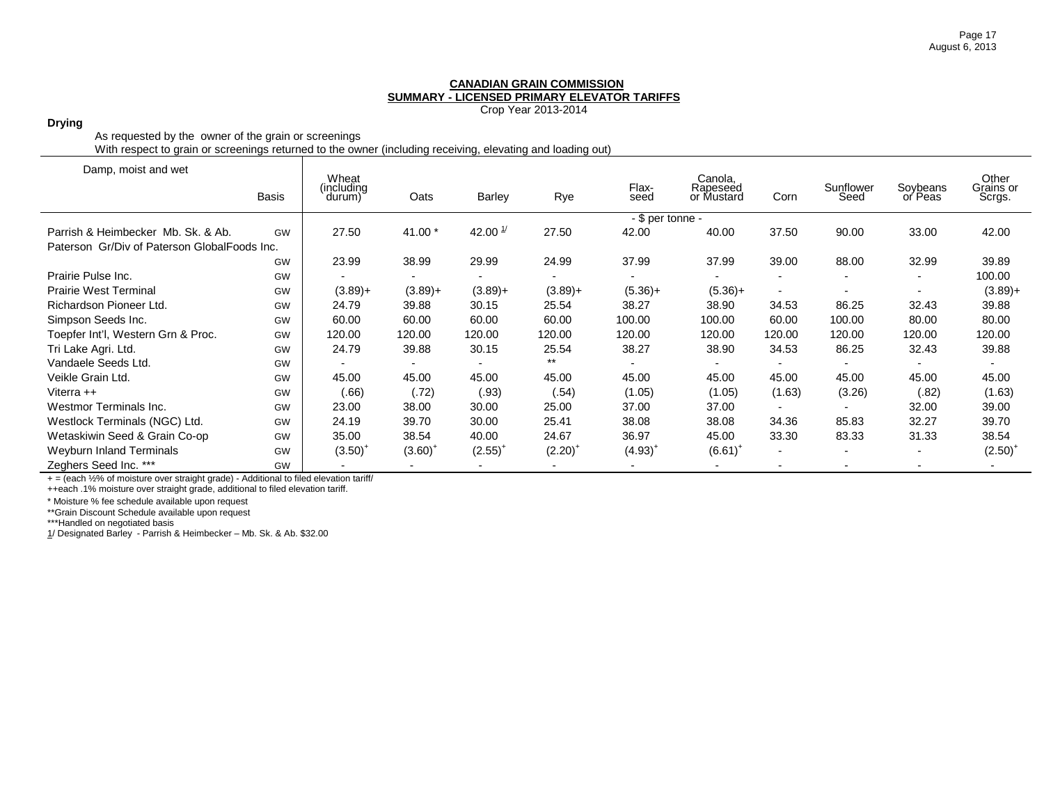**CANADIAN GRAIN COMMISSION**
**SUMMARY - LICENSED PRIMARY ELEVATOR TARIFFS**
Crop Year 2013-2014

**Drying**

As requested by the owner of the grain or screenings
With respect to grain or screenings returned to the owner (including receiving, elevating and loading out)

| Damp, moist and wet | Basis | Wheat (including durum) | Oats | Barley | Rye | Flax-seed | Canola, Rapeseed or Mustard | Corn | Sunflower Seed | Soybeans or Peas | Other Grains or Scrgs. |
|---|---|---|---|---|---|---|---|---|---|---|---|
| | | | | | | - $ per tonne - | | | | | |
| Parrish & Heimbecker Mb. Sk. & Ab. | GW | 27.50 | 41.00 * | 42.00 1/ | 27.50 | 42.00 | 40.00 | 37.50 | 90.00 | 33.00 | 42.00 |
| Paterson Gr/Div of Paterson GlobalFoods Inc. | GW | 23.99 | 38.99 | 29.99 | 24.99 | 37.99 | 37.99 | 39.00 | 88.00 | 32.99 | 39.89 |
| Prairie Pulse Inc. | GW | - | - | - | - | - | - | - | - | - | 100.00 |
| Prairie West Terminal | GW | (3.89)+ | (3.89)+ | (3.89)+ | (3.89)+ | (5.36)+ | (5.36)+ | - | - | - | (3.89)+ |
| Richardson Pioneer Ltd. | GW | 24.79 | 39.88 | 30.15 | 25.54 | 38.27 | 38.90 | 34.53 | 86.25 | 32.43 | 39.88 |
| Simpson Seeds Inc. | GW | 60.00 | 60.00 | 60.00 | 60.00 | 100.00 | 100.00 | 60.00 | 100.00 | 80.00 | 80.00 |
| Toepfer Int'l, Western Grn & Proc. | GW | 120.00 | 120.00 | 120.00 | 120.00 | 120.00 | 120.00 | 120.00 | 120.00 | 120.00 | 120.00 |
| Tri Lake Agri. Ltd. | GW | 24.79 | 39.88 | 30.15 | 25.54 | 38.27 | 38.90 | 34.53 | 86.25 | 32.43 | 39.88 |
| Vandaele Seeds Ltd. | GW | - | - | - | ** | - | - | - | - | - | - |
| Veikle Grain Ltd. | GW | 45.00 | 45.00 | 45.00 | 45.00 | 45.00 | 45.00 | 45.00 | 45.00 | 45.00 | 45.00 |
| Viterra ++ | GW | (.66) | (.72) | (.93) | (.54) | (1.05) | (1.05) | (1.63) | (3.26) | (.82) | (1.63) |
| Westmor Terminals Inc. | GW | 23.00 | 38.00 | 30.00 | 25.00 | 37.00 | 37.00 | - | - | 32.00 | 39.00 |
| Westlock Terminals (NGC) Ltd. | GW | 24.19 | 39.70 | 30.00 | 25.41 | 38.08 | 38.08 | 34.36 | 85.83 | 32.27 | 39.70 |
| Wetaskiwin Seed & Grain Co-op | GW | 35.00 | 38.54 | 40.00 | 24.67 | 36.97 | 45.00 | 33.30 | 83.33 | 31.33 | 38.54 |
| Weyburn Inland Terminals | GW | (3.50)+ | (3.60)+ | (2.55)+ | (2.20)+ | (4.93)+ | (6.61)+ | - | - | - | (2.50)+ |
| Zeghers Seed Inc. *** | GW | - | - | - | - | - | - | - | - | - | - |

+ = (each ½% of moisture over straight grade) - Additional to filed elevation tariff/
++each .1% moisture over straight grade, additional to filed elevation tariff.

* Moisture % fee schedule available upon request

**Grain Discount Schedule available upon request

***Handled on negotiated basis

1/ Designated Barley - Parrish & Heimbecker – Mb. Sk. & Ab. $32.00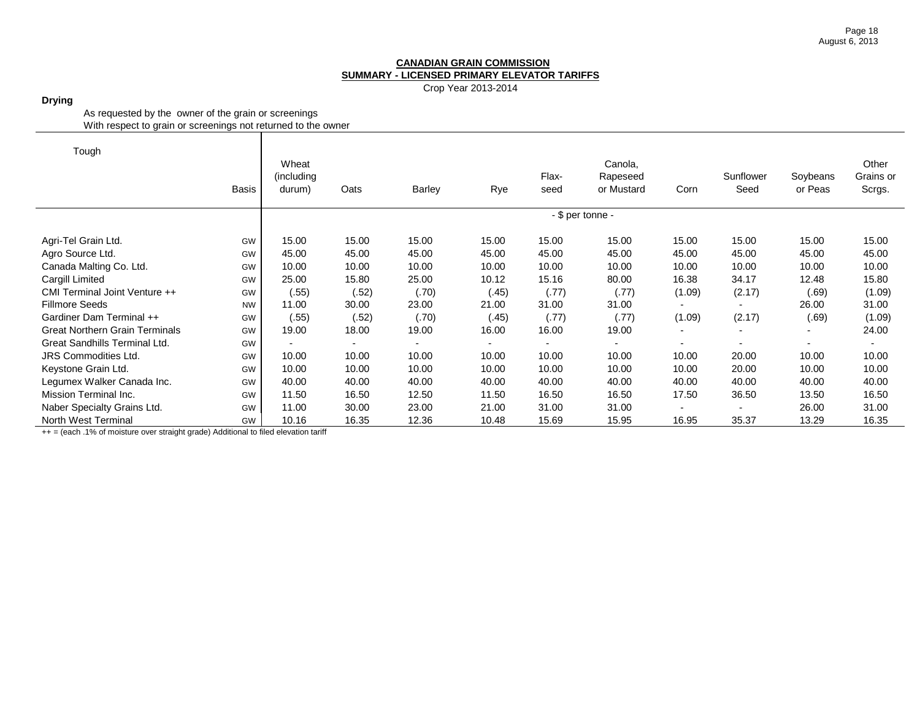**CANADIAN GRAIN COMMISSION**
**SUMMARY - LICENSED PRIMARY ELEVATOR TARIFFS**
Crop Year 2013-2014

**Drying**

As requested by the owner of the grain or screenings
With respect to grain or screenings not returned to the owner

| Tough | Basis | Wheat (including durum) | Oats | Barley | Rye | Flax-seed | Canola, Rapeseed or Mustard | Corn | Sunflower Seed | Soybeans or Peas | Other Grains or Scrgs. |
|---|---|---|---|---|---|---|---|---|---|---|---|
| | | - $ per tonne - | | | | | | | | | |
| Agri-Tel Grain Ltd. | GW | 15.00 | 15.00 | 15.00 | 15.00 | 15.00 | 15.00 | 15.00 | 15.00 | 15.00 | 15.00 |
| Agro Source Ltd. | GW | 45.00 | 45.00 | 45.00 | 45.00 | 45.00 | 45.00 | 45.00 | 45.00 | 45.00 | 45.00 |
| Canada Malting Co. Ltd. | GW | 10.00 | 10.00 | 10.00 | 10.00 | 10.00 | 10.00 | 10.00 | 10.00 | 10.00 | 10.00 |
| Cargill Limited | GW | 25.00 | 15.80 | 25.00 | 10.12 | 15.16 | 80.00 | 16.38 | 34.17 | 12.48 | 15.80 |
| CMI Terminal Joint Venture ++ | GW | (.55) | (.52) | (.70) | (.45) | (.77) | (.77) | (1.09) | (2.17) | (.69) | (1.09) |
| Fillmore Seeds | NW | 11.00 | 30.00 | 23.00 | 21.00 | 31.00 | 31.00 | - | - | 26.00 | 31.00 |
| Gardiner Dam Terminal ++ | GW | (.55) | (.52) | (.70) | (.45) | (.77) | (.77) | (1.09) | (2.17) | (.69) | (1.09) |
| Great Northern Grain Terminals | GW | 19.00 | 18.00 | 19.00 | 16.00 | 16.00 | 19.00 | - | - | - | 24.00 |
| Great Sandhills Terminal Ltd. | GW | - | - | - | - | - | - | - | - | - | - |
| JRS Commodities Ltd. | GW | 10.00 | 10.00 | 10.00 | 10.00 | 10.00 | 10.00 | 10.00 | 20.00 | 10.00 | 10.00 |
| Keystone Grain Ltd. | GW | 10.00 | 10.00 | 10.00 | 10.00 | 10.00 | 10.00 | 10.00 | 20.00 | 10.00 | 10.00 |
| Legumex Walker Canada Inc. | GW | 40.00 | 40.00 | 40.00 | 40.00 | 40.00 | 40.00 | 40.00 | 40.00 | 40.00 | 40.00 |
| Mission Terminal Inc. | GW | 11.50 | 16.50 | 12.50 | 11.50 | 16.50 | 16.50 | 17.50 | 36.50 | 13.50 | 16.50 |
| Naber Specialty Grains Ltd. | GW | 11.00 | 30.00 | 23.00 | 21.00 | 31.00 | 31.00 | - | - | 26.00 | 31.00 |
| North West Terminal | GW | 10.16 | 16.35 | 12.36 | 10.48 | 15.69 | 15.95 | 16.95 | 35.37 | 13.29 | 16.35 |

++ = (each .1% of moisture over straight grade) Additional to filed elevation tariff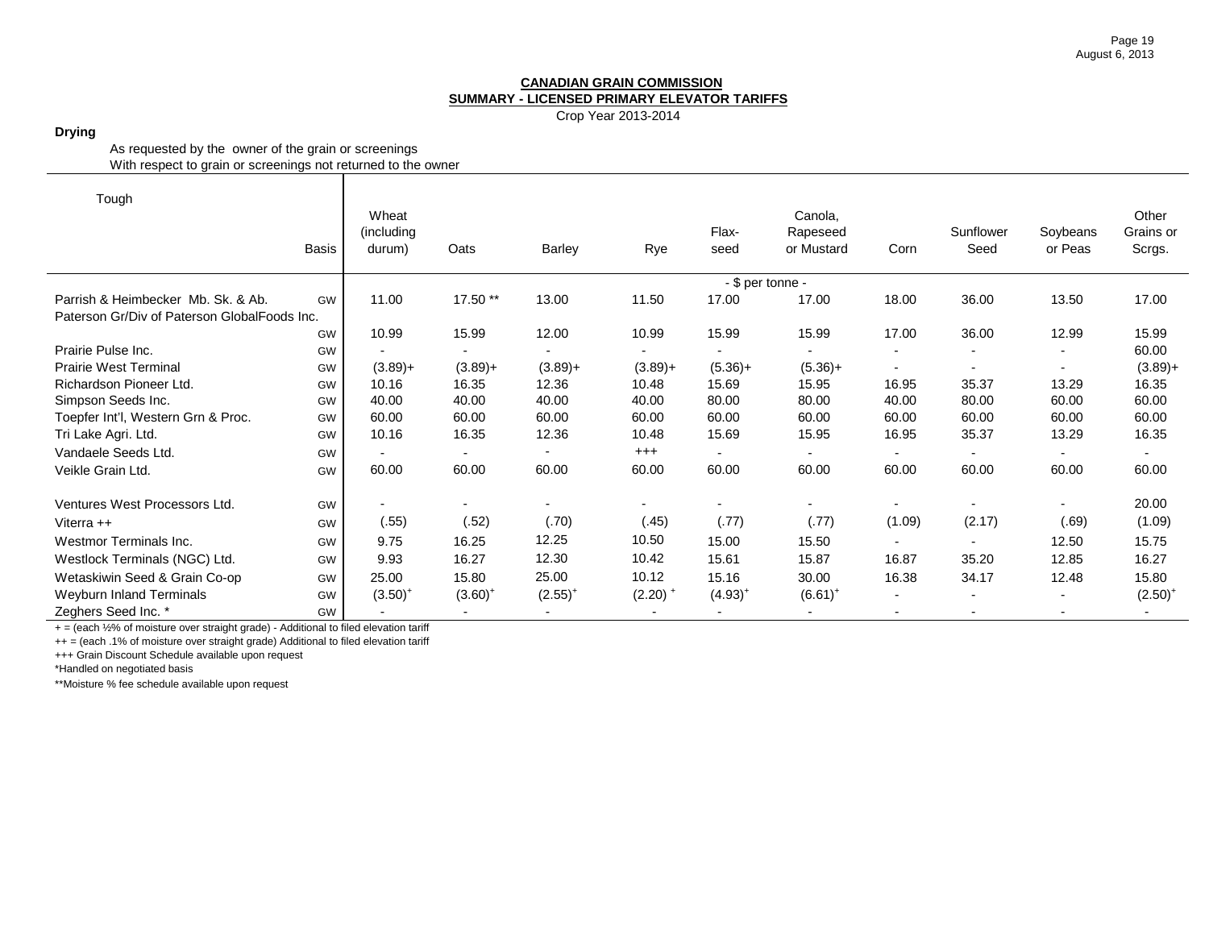## CANADIAN GRAIN COMMISSION

### SUMMARY - LICENSED PRIMARY ELEVATOR TARIFFS

Crop Year 2013-2014

**Drying**

As requested by the owner of the grain or screenings
With respect to grain or screenings not returned to the owner

| Tough | Basis | Wheat (including durum) | Oats | Barley | Rye | Flax-seed | Canola, Rapeseed or Mustard | Corn | Sunflower Seed | Soybeans or Peas | Other Grains or Scrgs. |
|---|---|---|---|---|---|---|---|---|---|---|---|
| | | - $ per tonne - | | | | | | | | | |
| Parrish & Heimbecker Mb. Sk. & Ab. | GW | 11.00 | 17.50 ** | 13.00 | 11.50 | 17.00 | 17.00 | 18.00 | 36.00 | 13.50 | 17.00 |
| Paterson Gr/Div of Paterson GlobalFoods Inc. | GW | 10.99 | 15.99 | 12.00 | 10.99 | 15.99 | 15.99 | 17.00 | 36.00 | 12.99 | 15.99 |
| Prairie Pulse Inc. | GW | - | - | - | - | - | - | - | - | - | 60.00 |
| Prairie West Terminal | GW | (3.89)+ | (3.89)+ | (3.89)+ | (3.89)+ | (5.36)+ | (5.36)+ | - | - | - | (3.89)+ |
| Richardson Pioneer Ltd. | GW | 10.16 | 16.35 | 12.36 | 10.48 | 15.69 | 15.95 | 16.95 | 35.37 | 13.29 | 16.35 |
| Simpson Seeds Inc. | GW | 40.00 | 40.00 | 40.00 | 40.00 | 80.00 | 80.00 | 40.00 | 80.00 | 60.00 | 60.00 |
| Toepfer Int'l, Western Grn & Proc. | GW | 60.00 | 60.00 | 60.00 | 60.00 | 60.00 | 60.00 | 60.00 | 60.00 | 60.00 | 60.00 |
| Tri Lake Agri. Ltd. | GW | 10.16 | 16.35 | 12.36 | 10.48 | 15.69 | 15.95 | 16.95 | 35.37 | 13.29 | 16.35 |
| Vandaele Seeds Ltd. | GW | - | - | - | +++ | - | - | - | - | - | - |
| Veikle Grain Ltd. | GW | 60.00 | 60.00 | 60.00 | 60.00 | 60.00 | 60.00 | 60.00 | 60.00 | 60.00 | 60.00 |
| Ventures West Processors Ltd. | GW | - | - | - | - | - | - | - | - | - | 20.00 |
| Viterra ++ | GW | (.55) | (.52) | (.70) | (.45) | (.77) | (.77) | (1.09) | (2.17) | (.69) | (1.09) |
| Westmor Terminals Inc. | GW | 9.75 | 16.25 | 12.25 | 10.50 | 15.00 | 15.50 | - | - | 12.50 | 15.75 |
| Westlock Terminals (NGC) Ltd. | GW | 9.93 | 16.27 | 12.30 | 10.42 | 15.61 | 15.87 | 16.87 | 35.20 | 12.85 | 16.27 |
| Wetaskiwin Seed & Grain Co-op | GW | 25.00 | 15.80 | 25.00 | 10.12 | 15.16 | 30.00 | 16.38 | 34.17 | 12.48 | 15.80 |
| Weyburn Inland Terminals | GW | (3.50)+ | (3.60)+ | (2.55)+ | (2.20)+ | (4.93)+ | (6.61)+ | - | - | - | (2.50)+ |
| Zeghers Seed Inc. * | GW | - | - | - | - | - | - | - | - | - | - |

+ = (each ½% of moisture over straight grade) - Additional to filed elevation tariff

++ = (each .1% of moisture over straight grade) Additional to filed elevation tariff

+++ Grain Discount Schedule available upon request

*Handled on negotiated basis

**Moisture % fee schedule available upon request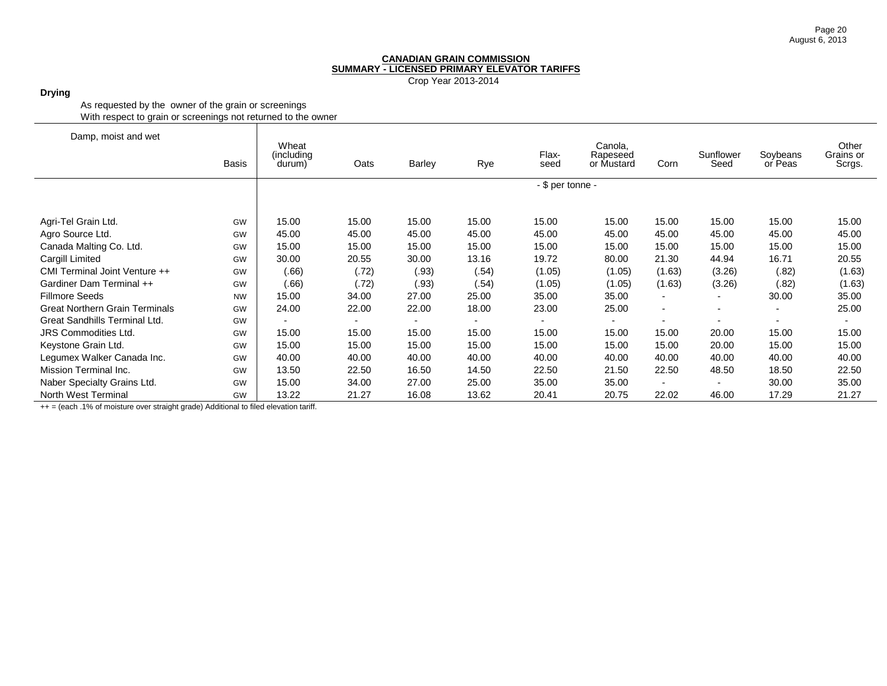**CANADIAN GRAIN COMMISSION**
**SUMMARY - LICENSED PRIMARY ELEVATOR TARIFFS**
Crop Year 2013-2014

**Drying**

As requested by the owner of the grain or screenings
With respect to grain or screenings not returned to the owner

| Damp, moist and wet | Basis | Wheat (including durum) | Oats | Barley | Rye | Flax-seed | Canola, Rapeseed or Mustard | Corn | Sunflower Seed | Soybeans or Peas | Other Grains or Scrgs. |
|---|---|---|---|---|---|---|---|---|---|---|---|
| | | - $ per tonne - | | | | | | | | | |
| Agri-Tel Grain Ltd. | GW | 15.00 | 15.00 | 15.00 | 15.00 | 15.00 | 15.00 | 15.00 | 15.00 | 15.00 | 15.00 |
| Agro Source Ltd. | GW | 45.00 | 45.00 | 45.00 | 45.00 | 45.00 | 45.00 | 45.00 | 45.00 | 45.00 | 45.00 |
| Canada Malting Co. Ltd. | GW | 15.00 | 15.00 | 15.00 | 15.00 | 15.00 | 15.00 | 15.00 | 15.00 | 15.00 | 15.00 |
| Cargill Limited | GW | 30.00 | 20.55 | 30.00 | 13.16 | 19.72 | 80.00 | 21.30 | 44.94 | 16.71 | 20.55 |
| CMI Terminal Joint Venture ++ | GW | (.66) | (.72) | (.93) | (.54) | (1.05) | (1.05) | (1.63) | (3.26) | (.82) | (1.63) |
| Gardiner Dam Terminal ++ | GW | (.66) | (.72) | (.93) | (.54) | (1.05) | (1.05) | (1.63) | (3.26) | (.82) | (1.63) |
| Fillmore Seeds | NW | 15.00 | 34.00 | 27.00 | 25.00 | 35.00 | 35.00 | - | - | 30.00 | 35.00 |
| Great Northern Grain Terminals | GW | 24.00 | 22.00 | 22.00 | 18.00 | 23.00 | 25.00 | - | - | - | 25.00 |
| Great Sandhills Terminal Ltd. | GW | - | - | - | - | - | - | - | - | - | - |
| JRS Commodities Ltd. | GW | 15.00 | 15.00 | 15.00 | 15.00 | 15.00 | 15.00 | 15.00 | 20.00 | 15.00 | 15.00 |
| Keystone Grain Ltd. | GW | 15.00 | 15.00 | 15.00 | 15.00 | 15.00 | 15.00 | 15.00 | 20.00 | 15.00 | 15.00 |
| Legumex Walker Canada Inc. | GW | 40.00 | 40.00 | 40.00 | 40.00 | 40.00 | 40.00 | 40.00 | 40.00 | 40.00 | 40.00 |
| Mission Terminal Inc. | GW | 13.50 | 22.50 | 16.50 | 14.50 | 22.50 | 21.50 | 22.50 | 48.50 | 18.50 | 22.50 |
| Naber Specialty Grains Ltd. | GW | 15.00 | 34.00 | 27.00 | 25.00 | 35.00 | 35.00 | - | - | 30.00 | 35.00 |
| North West Terminal | GW | 13.22 | 21.27 | 16.08 | 13.62 | 20.41 | 20.75 | 22.02 | 46.00 | 17.29 | 21.27 |

++ = (each .1% of moisture over straight grade) Additional to filed elevation tariff.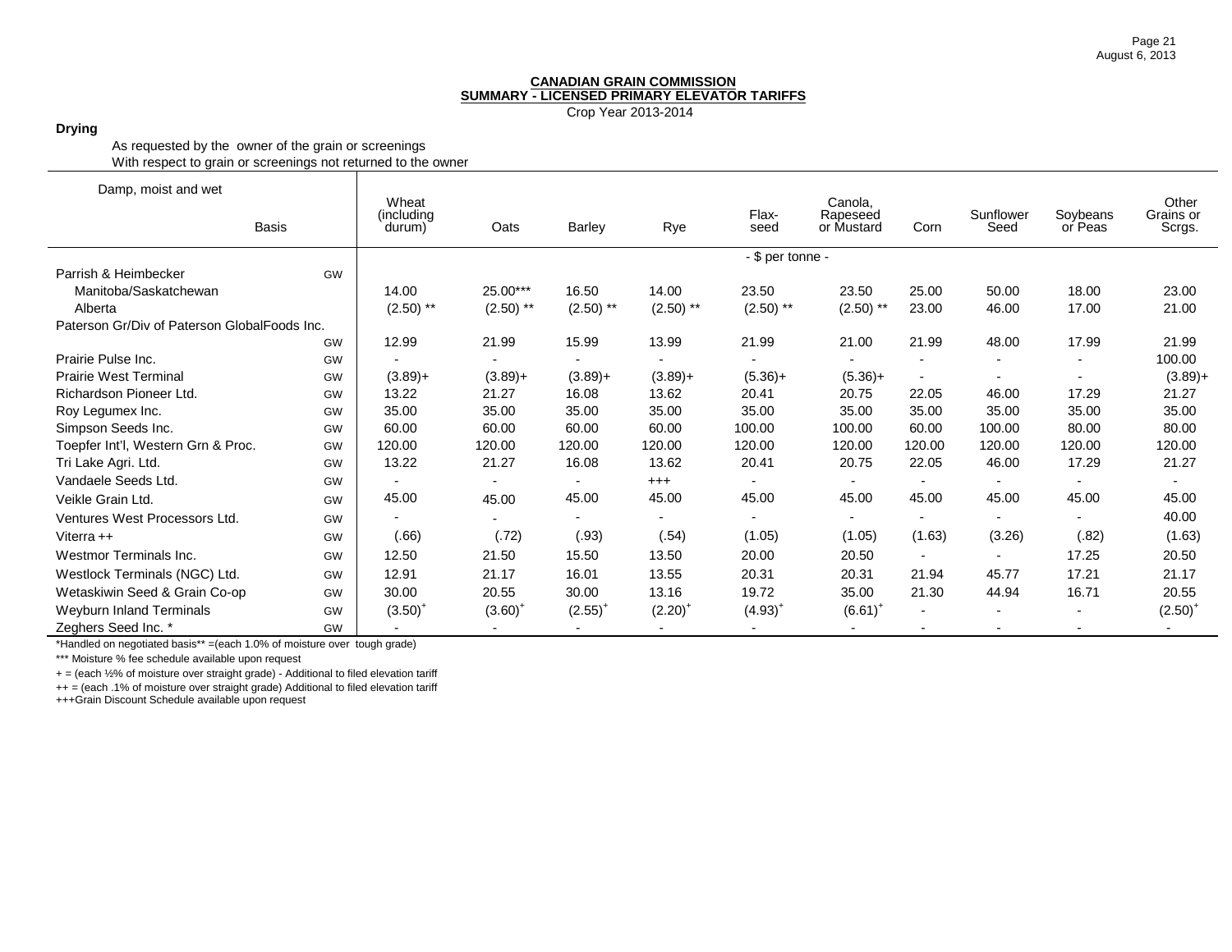**CANADIAN GRAIN COMMISSION**
**SUMMARY - LICENSED PRIMARY ELEVATOR TARIFFS**
Crop Year 2013-2014

**Drying**

As requested by the owner of the grain or screenings
With respect to grain or screenings not returned to the owner

| Damp, moist and wet | Basis | Wheat (including durum) | Oats | Barley | Rye | Flax-seed | Canola, Rapeseed or Mustard | Corn | Sunflower Seed | Soybeans or Peas | Other Grains or Scrgs. |
|---|---|---|---|---|---|---|---|---|---|---|---|
| | | | | | | - $ per tonne - | | | | | |
| Parrish & Heimbecker | GW | | | | | | | | | | |
| Manitoba/Saskatchewan | | 14.00 | 25.00*** | 16.50 | 14.00 | 23.50 | 23.50 | 25.00 | 50.00 | 18.00 | 23.00 |
| Alberta | | (2.50) ** | (2.50) ** | (2.50) ** | (2.50) ** | (2.50) ** | (2.50) ** | 23.00 | 46.00 | 17.00 | 21.00 |
| Paterson Gr/Div of Paterson GlobalFoods Inc. | GW | 12.99 | 21.99 | 15.99 | 13.99 | 21.99 | 21.00 | 21.99 | 48.00 | 17.99 | 21.99 |
| Prairie Pulse Inc. | GW | - | - | - | - | - | - | - | - | - | 100.00 |
| Prairie West Terminal | GW | (3.89)+ | (3.89)+ | (3.89)+ | (3.89)+ | (5.36)+ | (5.36)+ | - | - | - | (3.89)+ |
| Richardson Pioneer Ltd. | GW | 13.22 | 21.27 | 16.08 | 13.62 | 20.41 | 20.75 | 22.05 | 46.00 | 17.29 | 21.27 |
| Roy Legumex Inc. | GW | 35.00 | 35.00 | 35.00 | 35.00 | 35.00 | 35.00 | 35.00 | 35.00 | 35.00 | 35.00 |
| Simpson Seeds Inc. | GW | 60.00 | 60.00 | 60.00 | 60.00 | 100.00 | 100.00 | 60.00 | 100.00 | 80.00 | 80.00 |
| Toepfer Int'l, Western Grn & Proc. | GW | 120.00 | 120.00 | 120.00 | 120.00 | 120.00 | 120.00 | 120.00 | 120.00 | 120.00 | 120.00 |
| Tri Lake Agri. Ltd. | GW | 13.22 | 21.27 | 16.08 | 13.62 | 20.41 | 20.75 | 22.05 | 46.00 | 17.29 | 21.27 |
| Vandaele Seeds Ltd. | GW | - | - | - | +++ | - | - | - | - | - | - |
| Veikle Grain Ltd. | GW | 45.00 | 45.00 | 45.00 | 45.00 | 45.00 | 45.00 | 45.00 | 45.00 | 45.00 | 45.00 |
| Ventures West Processors Ltd. | GW | - | - | - | - | - | - | - | - | - | 40.00 |
| Viterra ++ | GW | (.66) | (.72) | (.93) | (.54) | (1.05) | (1.05) | (1.63) | (3.26) | (.82) | (1.63) |
| Westmor Terminals Inc. | GW | 12.50 | 21.50 | 15.50 | 13.50 | 20.00 | 20.50 | - | - | 17.25 | 20.50 |
| Westlock Terminals (NGC) Ltd. | GW | 12.91 | 21.17 | 16.01 | 13.55 | 20.31 | 20.31 | 21.94 | 45.77 | 17.21 | 21.17 |
| Wetaskiwin Seed & Grain Co-op | GW | 30.00 | 20.55 | 30.00 | 13.16 | 19.72 | 35.00 | 21.30 | 44.94 | 16.71 | 20.55 |
| Weyburn Inland Terminals | GW | (3.50)+ | (3.60)+ | (2.55)+ | (2.20)+ | (4.93)+ | (6.61)+ | - | - | - | (2.50)+ |
| Zeghers Seed Inc. * | GW | - | - | - | - | - | - | - | - | - | - |

*Handled on negotiated basis** =(each 1.0% of moisture over tough grade)

*** Moisture % fee schedule available upon request

+ = (each ½% of moisture over straight grade) - Additional to filed elevation tariff

++ = (each .1% of moisture over straight grade) Additional to filed elevation tariff

+++Grain Discount Schedule available upon request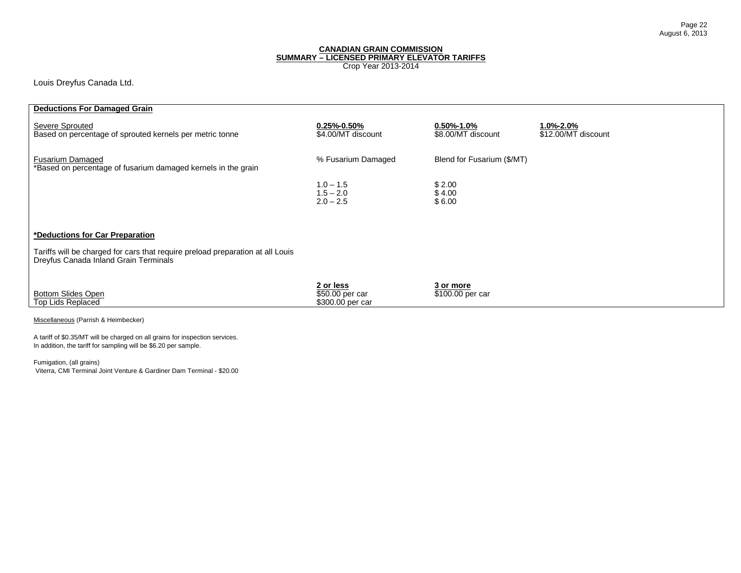**CANADIAN GRAIN COMMISSION**
**SUMMARY – LICENSED PRIMARY ELEVATOR TARIFFS**
Crop Year 2013-2014

Louis Dreyfus Canada Ltd.

**Deductions For Damaged Grain**

| | | | |
|---|---|---|---|
| Severe Sprouted<br>Based on percentage of sprouted kernels per metric tonne | **0.25%-0.50%**<br>$4.00/MT discount | **0.50%-1.0%**<br>$8.00/MT discount | **1.0%-2.0%**<br>$12.00/MT discount |
| Fusarium Damaged<br>*Based on percentage of fusarium damaged kernels in the grain | % Fusarium Damaged | Blend for Fusarium ($/MT) | |
| | 1.0 – 1.5 | $ 2.00 | |
| | 1.5 – 2.0 | $ 4.00 | |
| | 2.0 – 2.5 | $ 6.00 | |

**\*Deductions for Car Preparation**

Tariffs will be charged for cars that require preload preparation at all Louis Dreyfus Canada Inland Grain Terminals

| | 2 or less | 3 or more |
|---|---|---|
| Bottom Slides Open | $50.00 per car | $100.00 per car |
| Top Lids Replaced | $300.00 per car | |

Miscellaneous (Parrish & Heimbecker)

A tariff of $0.35/MT will be charged on all grains for inspection services.
In addition, the tariff for sampling will be $6.20 per sample.

Fumigation, (all grains)
Viterra, CMI Terminal Joint Venture & Gardiner Dam Terminal - $20.00